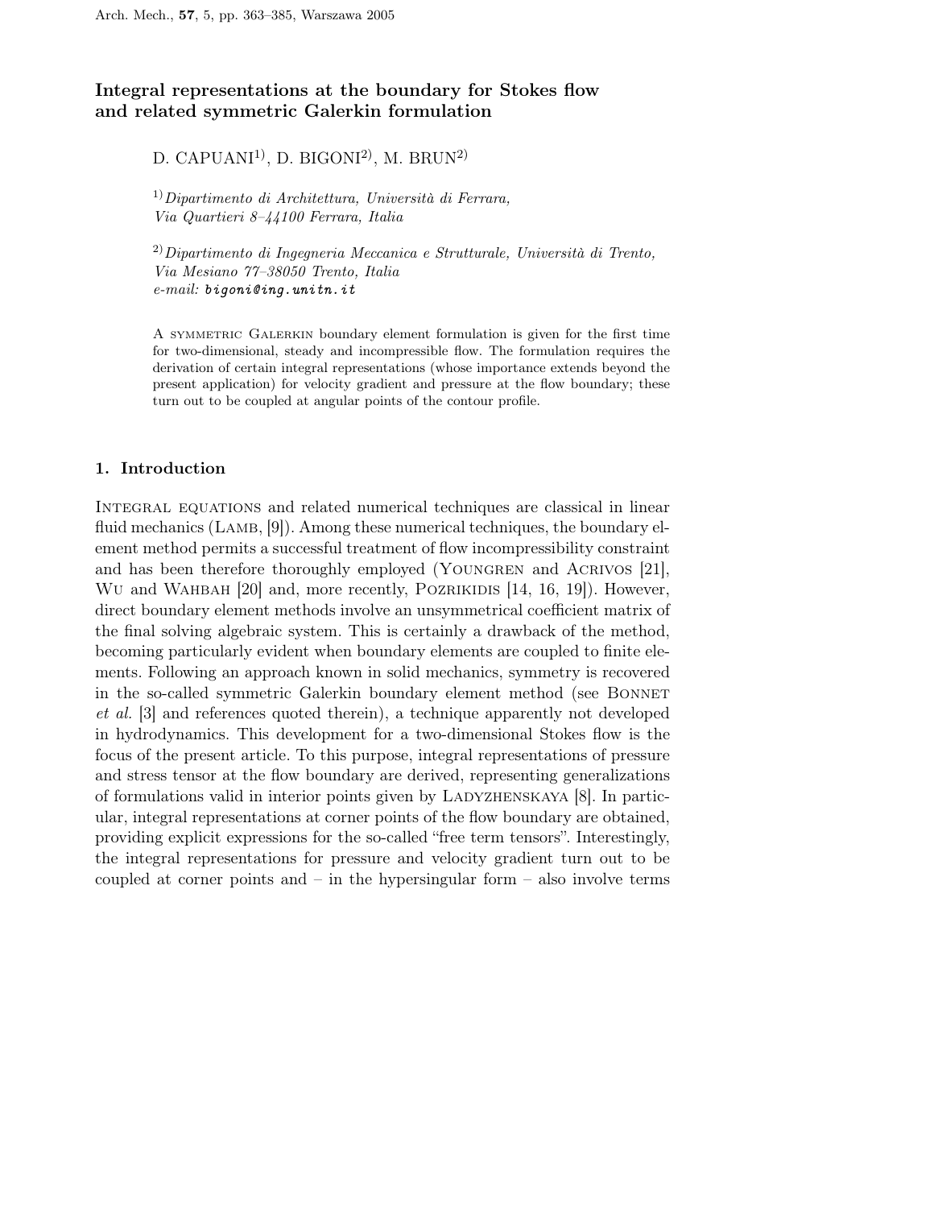# Integral representations at the boundary for Stokes flow and related symmetric Galerkin formulation

D. CAPUANI[1], D. BIGONI[2], M. BRUN[2]

[1] *Dipartimento di Architettura, Università di Ferrara, Via Quartieri 8–44100 Ferrara, Italia*

[2] *Dipartimento di Ingegneria Meccanica e Strutturale, Università di Trento, Via Mesiano 77–38050 Trento, Italia*
*e-mail:* bigoni@ing.unitn.it

A symmetric Galerkin boundary element formulation is given for the first time for two-dimensional, steady and incompressible flow. The formulation requires the derivation of certain integral representations (whose importance extends beyond the present application) for velocity gradient and pressure at the flow boundary; these turn out to be coupled at angular points of the contour profile.

## 1. Introduction

Integral equations and related numerical techniques are classical in linear fluid mechanics (Lamb, [9]). Among these numerical techniques, the boundary element method permits a successful treatment of flow incompressibility constraint and has been therefore thoroughly employed (Youngren and Acrivos [21], Wu and Wahbah [20] and, more recently, Pozrikidis [14, 16, 19]). However, direct boundary element methods involve an unsymmetrical coefficient matrix of the final solving algebraic system. This is certainly a drawback of the method, becoming particularly evident when boundary elements are coupled to finite elements. Following an approach known in solid mechanics, symmetry is recovered in the so-called symmetric Galerkin boundary element method (see Bonnet *et al.* [3] and references quoted therein), a technique apparently not developed in hydrodynamics. This development for a two-dimensional Stokes flow is the focus of the present article. To this purpose, integral representations of pressure and stress tensor at the flow boundary are derived, representing generalizations of formulations valid in interior points given by Ladyzhenskaya [8]. In particular, integral representations at corner points of the flow boundary are obtained, providing explicit expressions for the so-called "free term tensors". Interestingly, the integral representations for pressure and velocity gradient turn out to be coupled at corner points and – in the hypersingular form – also involve terms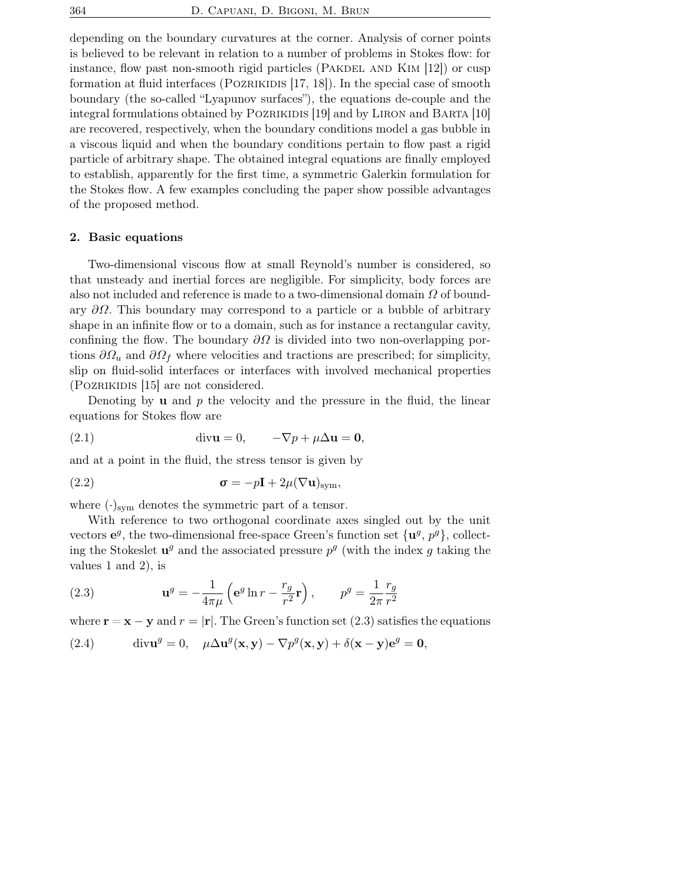depending on the boundary curvatures at the corner. Analysis of corner points is believed to be relevant in relation to a number of problems in Stokes flow: for instance, flow past non-smooth rigid particles (Pakdel and Kim [12]) or cusp formation at fluid interfaces (Pozrikidis [17, 18]). In the special case of smooth boundary (the so-called "Lyapunov surfaces"), the equations de-couple and the integral formulations obtained by Pozrikidis [19] and by Liron and Barta [10] are recovered, respectively, when the boundary conditions model a gas bubble in a viscous liquid and when the boundary conditions pertain to flow past a rigid particle of arbitrary shape. The obtained integral equations are finally employed to establish, apparently for the first time, a symmetric Galerkin formulation for the Stokes flow. A few examples concluding the paper show possible advantages of the proposed method.

## 2. Basic equations

Two-dimensional viscous flow at small Reynold's number is considered, so that unsteady and inertial forces are negligible. For simplicity, body forces are also not included and reference is made to a two-dimensional domain $\Omega$ of boundary $\partial\Omega$. This boundary may correspond to a particle or a bubble of arbitrary shape in an infinite flow or to a domain, such as for instance a rectangular cavity, confining the flow. The boundary $\partial\Omega$ is divided into two non-overlapping portions $\partial\Omega_u$ and $\partial\Omega_f$ where velocities and tractions are prescribed; for simplicity, slip on fluid-solid interfaces or interfaces with involved mechanical properties (Pozrikidis [15] are not considered.

Denoting by $\mathbf{u}$ and $p$ the velocity and the pressure in the fluid, the linear equations for Stokes flow are

$$\text{div}\mathbf{u} = 0, \qquad -\nabla p + \mu\Delta\mathbf{u} = \mathbf{0}, \tag{2.1}$$

and at a point in the fluid, the stress tensor is given by

$$\boldsymbol{\sigma} = -p\mathbf{I} + 2\mu(\nabla\mathbf{u})_{\text{sym}}, \tag{2.2}$$

where $(\cdot)_{\text{sym}}$ denotes the symmetric part of a tensor.

With reference to two orthogonal coordinate axes singled out by the unit vectors $\mathbf{e}^g$, the two-dimensional free-space Green's function set $\{\mathbf{u}^g, p^g\}$, collecting the Stokeslet $\mathbf{u}^g$ and the associated pressure $p^g$ (with the index $g$ taking the values 1 and 2), is

$$\mathbf{u}^g = -\frac{1}{4\pi\mu}\left(\mathbf{e}^g \ln r - \frac{r_g}{r^2}\mathbf{r}\right), \qquad p^g = \frac{1}{2\pi}\frac{r_g}{r^2} \tag{2.3}$$

where $\mathbf{r} = \mathbf{x} - \mathbf{y}$ and $r = |\mathbf{r}|$. The Green's function set (2.3) satisfies the equations

$$\text{div}\mathbf{u}^g = 0, \quad \mu\Delta\mathbf{u}^g(\mathbf{x}, \mathbf{y}) - \nabla p^g(\mathbf{x}, \mathbf{y}) + \delta(\mathbf{x} - \mathbf{y})\mathbf{e}^g = \mathbf{0}, \tag{2.4}$$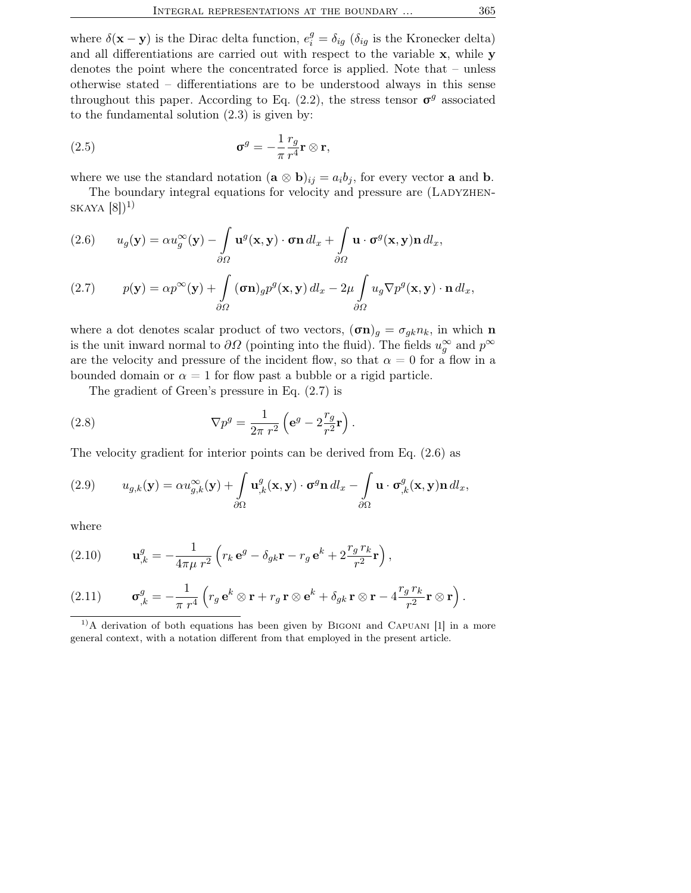where $\delta(\mathbf{x}-\mathbf{y})$ is the Dirac delta function, $e_i^g = \delta_{ig}$ ($\delta_{ig}$ is the Kronecker delta) and all differentiations are carried out with respect to the variable $\mathbf{x}$, while $\mathbf{y}$ denotes the point where the concentrated force is applied. Note that – unless otherwise stated – differentiations are to be understood always in this sense throughout this paper. According to Eq. (2.2), the stress tensor $\boldsymbol{\sigma}^g$ associated to the fundamental solution (2.3) is given by:

$$\boldsymbol{\sigma}^g = -\frac{1}{\pi}\frac{r_g}{r^4}\mathbf{r}\otimes\mathbf{r}, \tag{2.5}$$

where we use the standard notation $(\mathbf{a}\otimes\mathbf{b})_{ij} = a_i b_j$, for every vector $\mathbf{a}$ and $\mathbf{b}$.

The boundary integral equations for velocity and pressure are (Ladyzhenskaya [8])[1)]

$$u_g(\mathbf{y}) = \alpha u_g^\infty(\mathbf{y}) - \int\limits_{\partial\Omega} \mathbf{u}^g(\mathbf{x},\mathbf{y})\cdot\boldsymbol{\sigma}\mathbf{n}\,dl_x + \int\limits_{\partial\Omega} \mathbf{u}\cdot\boldsymbol{\sigma}^g(\mathbf{x},\mathbf{y})\mathbf{n}\,dl_x, \tag{2.6}$$

$$p(\mathbf{y}) = \alpha p^\infty(\mathbf{y}) + \int\limits_{\partial\Omega} (\boldsymbol{\sigma}\mathbf{n})_g p^g(\mathbf{x},\mathbf{y})\,dl_x - 2\mu\int\limits_{\partial\Omega} u_g \nabla p^g(\mathbf{x},\mathbf{y})\cdot\mathbf{n}\,dl_x, \tag{2.7}$$

where a dot denotes scalar product of two vectors, $(\boldsymbol{\sigma}\mathbf{n})_g = \sigma_{gk}n_k$, in which $\mathbf{n}$ is the unit inward normal to $\partial\Omega$ (pointing into the fluid). The fields $u_g^\infty$ and $p^\infty$ are the velocity and pressure of the incident flow, so that $\alpha = 0$ for a flow in a bounded domain or $\alpha = 1$ for flow past a bubble or a rigid particle.

The gradient of Green's pressure in Eq. (2.7) is

$$\nabla p^g = \frac{1}{2\pi\, r^2}\left(\mathbf{e}^g - 2\frac{r_g}{r^2}\mathbf{r}\right). \tag{2.8}$$

The velocity gradient for interior points can be derived from Eq. (2.6) as

$$u_{g,k}(\mathbf{y}) = \alpha u_{g,k}^\infty(\mathbf{y}) + \int\limits_{\partial\Omega} \mathbf{u}_{,k}^g(\mathbf{x},\mathbf{y})\cdot\boldsymbol{\sigma}^g\mathbf{n}\,dl_x - \int\limits_{\partial\Omega} \mathbf{u}\cdot\boldsymbol{\sigma}_{,k}^g(\mathbf{x},\mathbf{y})\mathbf{n}\,dl_x, \tag{2.9}$$

where

$$\mathbf{u}_{,k}^g = -\frac{1}{4\pi\mu\, r^2}\left(r_k\,\mathbf{e}^g - \delta_{gk}\mathbf{r} - r_g\,\mathbf{e}^k + 2\frac{r_g\, r_k}{r^2}\mathbf{r}\right), \tag{2.10}$$

$$\boldsymbol{\sigma}_{,k}^g = -\frac{1}{\pi\, r^4}\left(r_g\,\mathbf{e}^k\otimes\mathbf{r} + r_g\,\mathbf{r}\otimes\mathbf{e}^k + \delta_{gk}\,\mathbf{r}\otimes\mathbf{r} - 4\frac{r_g\, r_k}{r^2}\mathbf{r}\otimes\mathbf{r}\right). \tag{2.11}$$

---

[1)] A derivation of both equations has been given by Bigoni and Capuani [1] in a more general context, with a notation different from that employed in the present article.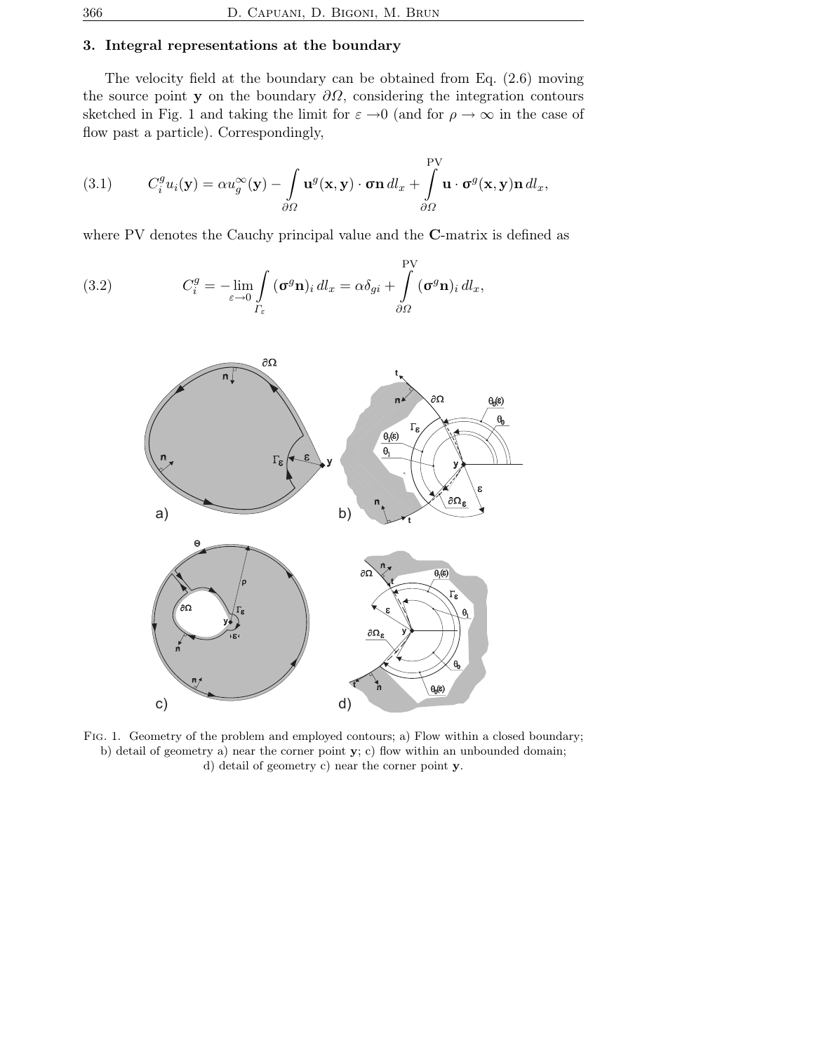## 3. Integral representations at the boundary

The velocity field at the boundary can be obtained from Eq. (2.6) moving the source point $\mathbf{y}$ on the boundary $\partial\Omega$, considering the integration contours sketched in Fig. 1 and taking the limit for $\varepsilon \to 0$ (and for $\rho \to \infty$ in the case of flow past a particle). Correspondingly,

$$
(3.1) \qquad C_i^g u_i(\mathbf{y}) = \alpha u_g^\infty(\mathbf{y}) - \int_{\partial\Omega} \mathbf{u}^g(\mathbf{x},\mathbf{y}) \cdot \boldsymbol{\sigma}\mathbf{n}\, dl_x + \overset{\mathrm{PV}}{\int_{\partial\Omega}} \mathbf{u} \cdot \boldsymbol{\sigma}^g(\mathbf{x},\mathbf{y})\mathbf{n}\, dl_x,
$$

where PV denotes the Cauchy principal value and the $\mathbf{C}$-matrix is defined as

$$
(3.2) \qquad C_i^g = -\lim_{\varepsilon\to 0} \int_{\Gamma_\varepsilon} (\boldsymbol{\sigma}^g\mathbf{n})_i\, dl_x = \alpha\delta_{gi} + \overset{\mathrm{PV}}{\int_{\partial\Omega}} (\boldsymbol{\sigma}^g\mathbf{n})_i\, dl_x,
$$

Fig. 1. Geometry of the problem and employed contours; a) Flow within a closed boundary; b) detail of geometry a) near the corner point $\mathbf{y}$; c) flow within an unbounded domain; d) detail of geometry c) near the corner point $\mathbf{y}$.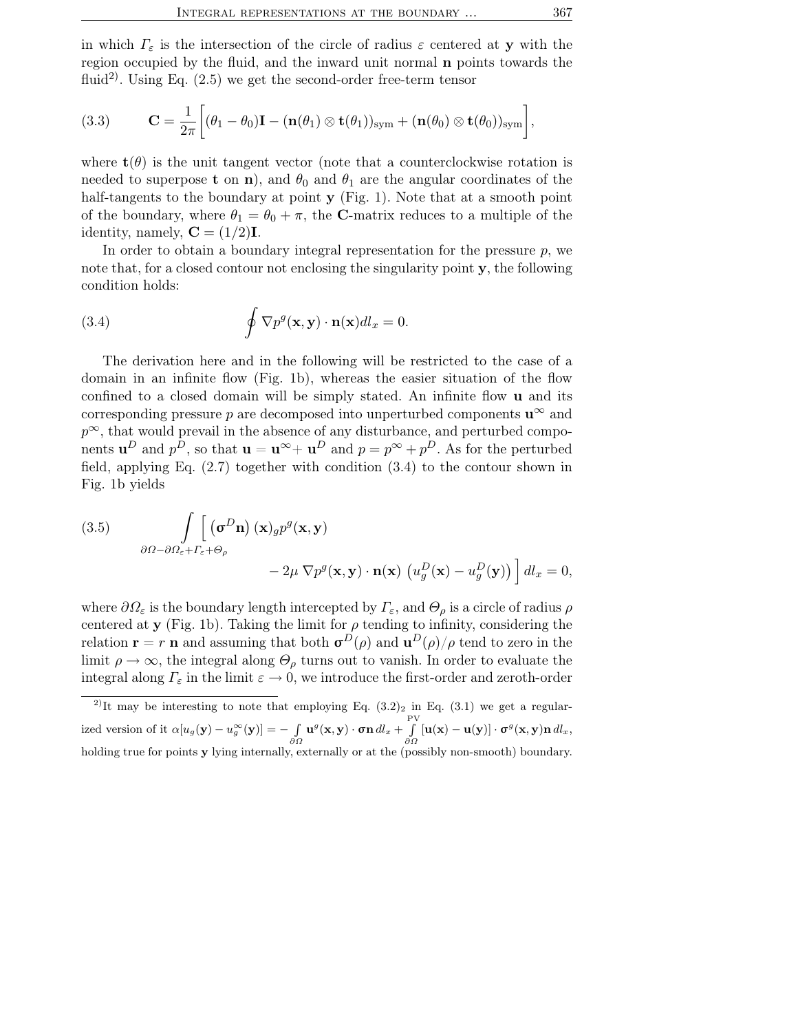in which $\Gamma_\varepsilon$ is the intersection of the circle of radius $\varepsilon$ centered at $\mathbf{y}$ with the region occupied by the fluid, and the inward unit normal $\mathbf{n}$ points towards the fluid[2)]. Using Eq. (2.5) we get the second-order free-term tensor

$$\text{(3.3)} \qquad \mathbf{C} = \frac{1}{2\pi}\Big[(\theta_1 - \theta_0)\mathbf{I} - (\mathbf{n}(\theta_1)\otimes\mathbf{t}(\theta_1))_{\text{sym}} + (\mathbf{n}(\theta_0)\otimes\mathbf{t}(\theta_0))_{\text{sym}}\Big],$$

where $\mathbf{t}(\theta)$ is the unit tangent vector (note that a counterclockwise rotation is needed to superpose $\mathbf{t}$ on $\mathbf{n}$), and $\theta_0$ and $\theta_1$ are the angular coordinates of the half-tangents to the boundary at point $\mathbf{y}$ (Fig. 1). Note that at a smooth point of the boundary, where $\theta_1 = \theta_0 + \pi$, the $\mathbf{C}$-matrix reduces to a multiple of the identity, namely, $\mathbf{C} = (1/2)\mathbf{I}$.

In order to obtain a boundary integral representation for the pressure $p$, we note that, for a closed contour not enclosing the singularity point $\mathbf{y}$, the following condition holds:

$$\text{(3.4)} \qquad \oint \nabla p^g(\mathbf{x},\mathbf{y})\cdot\mathbf{n}(\mathbf{x})dl_x = 0.$$

The derivation here and in the following will be restricted to the case of a domain in an infinite flow (Fig. 1b), whereas the easier situation of the flow confined to a closed domain will be simply stated. An infinite flow $\mathbf{u}$ and its corresponding pressure $p$ are decomposed into unperturbed components $\mathbf{u}^\infty$ and $p^\infty$, that would prevail in the absence of any disturbance, and perturbed components $\mathbf{u}^D$ and $p^D$, so that $\mathbf{u} = \mathbf{u}^\infty + \mathbf{u}^D$ and $p = p^\infty + p^D$. As for the perturbed field, applying Eq. (2.7) together with condition (3.4) to the contour shown in Fig. 1b yields

$$\text{(3.5)} \qquad \int\limits_{\partial\Omega-\partial\Omega_\varepsilon+\Gamma_\varepsilon+\Theta_\rho} \Big[ \left(\boldsymbol{\sigma}^D\mathbf{n}\right)(\mathbf{x})_g p^g(\mathbf{x},\mathbf{y}) - 2\mu\, \nabla p^g(\mathbf{x},\mathbf{y})\cdot\mathbf{n}(\mathbf{x})\, \left(u_g^D(\mathbf{x}) - u_g^D(\mathbf{y})\right)\Big]\, dl_x = 0,$$

where $\partial\Omega_\varepsilon$ is the boundary length intercepted by $\Gamma_\varepsilon$, and $\Theta_\rho$ is a circle of radius $\rho$ centered at $\mathbf{y}$ (Fig. 1b). Taking the limit for $\rho$ tending to infinity, considering the relation $\mathbf{r} = r\,\mathbf{n}$ and assuming that both $\boldsymbol{\sigma}^D(\rho)$ and $\mathbf{u}^D(\rho)/\rho$ tend to zero in the limit $\rho\to\infty$, the integral along $\Theta_\rho$ turns out to vanish. In order to evaluate the integral along $\Gamma_\varepsilon$ in the limit $\varepsilon\to 0$, we introduce the first-order and zeroth-order

[2)]It may be interesting to note that employing Eq. $(3.2)_2$ in Eq. (3.1) we get a regularized version of it $\alpha[u_g(\mathbf{y}) - u_g^\infty(\mathbf{y})] = -\int\limits_{\partial\Omega} \mathbf{u}^g(\mathbf{x},\mathbf{y})\cdot\boldsymbol{\sigma}\mathbf{n}\,dl_x + \overset{\text{PV}}{\int\limits_{\partial\Omega}} [\mathbf{u}(\mathbf{x}) - \mathbf{u}(\mathbf{y})]\cdot\boldsymbol{\sigma}^g(\mathbf{x},\mathbf{y})\mathbf{n}\,dl_x$, holding true for points $\mathbf{y}$ lying internally, externally or at the (possibly non-smooth) boundary.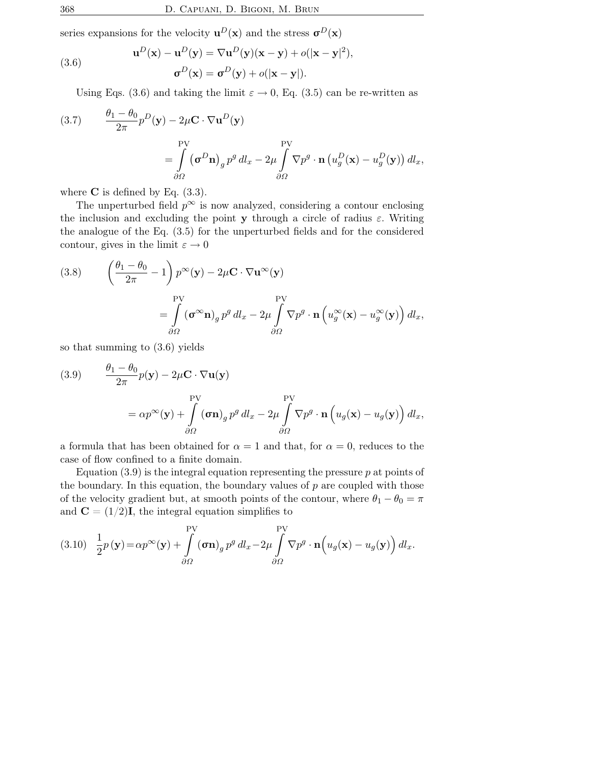series expansions for the velocity $\mathbf{u}^D(\mathbf{x})$ and the stress $\boldsymbol{\sigma}^D(\mathbf{x})$

$$
\begin{aligned}
\mathbf{u}^D(\mathbf{x}) - \mathbf{u}^D(\mathbf{y}) &= \nabla \mathbf{u}^D(\mathbf{y})(\mathbf{x}-\mathbf{y}) + o(|\mathbf{x}-\mathbf{y}|^2), \\
\boldsymbol{\sigma}^D(\mathbf{x}) &= \boldsymbol{\sigma}^D(\mathbf{y}) + o(|\mathbf{x}-\mathbf{y}|).
\end{aligned}
\tag{3.6}
$$

Using Eqs. (3.6) and taking the limit $\varepsilon \to 0$, Eq. (3.5) can be re-written as

$$
\frac{\theta_1 - \theta_0}{2\pi} p^D(\mathbf{y}) - 2\mu \mathbf{C} \cdot \nabla \mathbf{u}^D(\mathbf{y}) = \overset{\mathrm{PV}}{\int_{\partial\Omega}} \left(\boldsymbol{\sigma}^D \mathbf{n}\right)_g p^g \, dl_x - 2\mu \overset{\mathrm{PV}}{\int_{\partial\Omega}} \nabla p^g \cdot \mathbf{n} \left(u_g^D(\mathbf{x}) - u_g^D(\mathbf{y})\right) dl_x,
\tag{3.7}
$$

where $\mathbf{C}$ is defined by Eq. (3.3).

The unperturbed field $p^\infty$ is now analyzed, considering a contour enclosing the inclusion and excluding the point $\mathbf{y}$ through a circle of radius $\varepsilon$. Writing the analogue of the Eq. (3.5) for the unperturbed fields and for the considered contour, gives in the limit $\varepsilon \to 0$

$$
\left(\frac{\theta_1 - \theta_0}{2\pi} - 1\right) p^\infty(\mathbf{y}) - 2\mu \mathbf{C} \cdot \nabla \mathbf{u}^\infty(\mathbf{y}) = \overset{\mathrm{PV}}{\int_{\partial\Omega}} \left(\boldsymbol{\sigma}^\infty \mathbf{n}\right)_g p^g \, dl_x - 2\mu \overset{\mathrm{PV}}{\int_{\partial\Omega}} \nabla p^g \cdot \mathbf{n} \left(u_g^\infty(\mathbf{x}) - u_g^\infty(\mathbf{y})\right) dl_x,
\tag{3.8}
$$

so that summing to (3.6) yields

$$
\frac{\theta_1 - \theta_0}{2\pi} p(\mathbf{y}) - 2\mu \mathbf{C} \cdot \nabla \mathbf{u}(\mathbf{y}) = \alpha p^\infty(\mathbf{y}) + \overset{\mathrm{PV}}{\int_{\partial\Omega}} \left(\boldsymbol{\sigma} \mathbf{n}\right)_g p^g \, dl_x - 2\mu \overset{\mathrm{PV}}{\int_{\partial\Omega}} \nabla p^g \cdot \mathbf{n} \left(u_g(\mathbf{x}) - u_g(\mathbf{y})\right) dl_x,
\tag{3.9}
$$

a formula that has been obtained for $\alpha = 1$ and that, for $\alpha = 0$, reduces to the case of flow confined to a finite domain.

Equation (3.9) is the integral equation representing the pressure $p$ at points of the boundary. In this equation, the boundary values of $p$ are coupled with those of the velocity gradient but, at smooth points of the contour, where $\theta_1 - \theta_0 = \pi$ and $\mathbf{C} = (1/2)\mathbf{I}$, the integral equation simplifies to

$$
\frac{1}{2} p(\mathbf{y}) = \alpha p^\infty(\mathbf{y}) + \overset{\mathrm{PV}}{\int_{\partial\Omega}} \left(\boldsymbol{\sigma} \mathbf{n}\right)_g p^g \, dl_x - 2\mu \overset{\mathrm{PV}}{\int_{\partial\Omega}} \nabla p^g \cdot \mathbf{n} \left(u_g(\mathbf{x}) - u_g(\mathbf{y})\right) dl_x.
\tag{3.10}
$$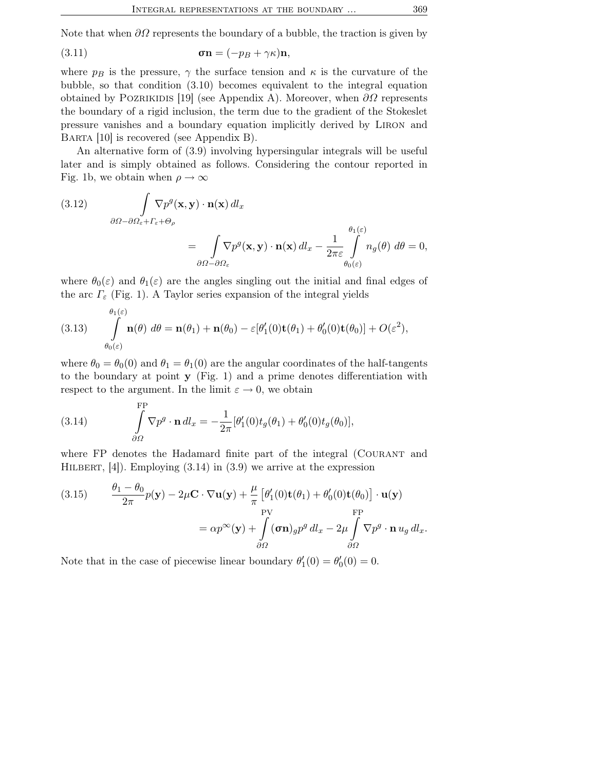Note that when $\partial\Omega$ represents the boundary of a bubble, the traction is given by

$$\boldsymbol{\sigma}\mathbf{n} = (-p_B + \gamma\kappa)\mathbf{n}, \tag{3.11}$$

where $p_B$ is the pressure, $\gamma$ the surface tension and $\kappa$ is the curvature of the bubble, so that condition (3.10) becomes equivalent to the integral equation obtained by Pozrikidis [19] (see Appendix A). Moreover, when $\partial\Omega$ represents the boundary of a rigid inclusion, the term due to the gradient of the Stokeslet pressure vanishes and a boundary equation implicitly derived by Liron and Barta [10] is recovered (see Appendix B).

An alternative form of (3.9) involving hypersingular integrals will be useful later and is simply obtained as follows. Considering the contour reported in Fig. 1b, we obtain when $\rho \to \infty$

$$\int\limits_{\partial\Omega - \partial\Omega_\varepsilon + \Gamma_\varepsilon + \Theta_\rho} \nabla p^g(\mathbf{x}, \mathbf{y}) \cdot \mathbf{n}(\mathbf{x})\, dl_x = \int\limits_{\partial\Omega - \partial\Omega_\varepsilon} \nabla p^g(\mathbf{x}, \mathbf{y}) \cdot \mathbf{n}(\mathbf{x})\, dl_x - \frac{1}{2\pi\varepsilon} \int\limits_{\theta_0(\varepsilon)}^{\theta_1(\varepsilon)} n_g(\theta)\, d\theta = 0, \tag{3.12}$$

where $\theta_0(\varepsilon)$ and $\theta_1(\varepsilon)$ are the angles singling out the initial and final edges of the arc $\Gamma_\varepsilon$ (Fig. 1). A Taylor series expansion of the integral yields

$$\int\limits_{\theta_0(\varepsilon)}^{\theta_1(\varepsilon)} \mathbf{n}(\theta)\, d\theta = \mathbf{n}(\theta_1) + \mathbf{n}(\theta_0) - \varepsilon[\theta_1'(0)\mathbf{t}(\theta_1) + \theta_0'(0)\mathbf{t}(\theta_0)] + O(\varepsilon^2), \tag{3.13}$$

where $\theta_0 = \theta_0(0)$ and $\theta_1 = \theta_1(0)$ are the angular coordinates of the half-tangents to the boundary at point $\mathbf{y}$ (Fig. 1) and a prime denotes differentiation with respect to the argument. In the limit $\varepsilon \to 0$, we obtain

$$\overset{\text{FP}}{\int\limits_{\partial\Omega}} \nabla p^g \cdot \mathbf{n}\, dl_x = -\frac{1}{2\pi}[\theta_1'(0)t_g(\theta_1) + \theta_0'(0)t_g(\theta_0)], \tag{3.14}$$

where FP denotes the Hadamard finite part of the integral (Courant and Hilbert, [4]). Employing (3.14) in (3.9) we arrive at the expression

$$\frac{\theta_1 - \theta_0}{2\pi} p(\mathbf{y}) - 2\mu \mathbf{C} \cdot \nabla \mathbf{u}(\mathbf{y}) + \frac{\mu}{\pi}\left[\theta_1'(0)\mathbf{t}(\theta_1) + \theta_0'(0)\mathbf{t}(\theta_0)\right] \cdot \mathbf{u}(\mathbf{y}) = \alpha p^\infty(\mathbf{y}) + \overset{\text{PV}}{\int\limits_{\partial\Omega}} (\boldsymbol{\sigma}\mathbf{n})_g p^g\, dl_x - 2\mu \overset{\text{FP}}{\int\limits_{\partial\Omega}} \nabla p^g \cdot \mathbf{n}\, u_g\, dl_x. \tag{3.15}$$

Note that in the case of piecewise linear boundary $\theta_1'(0) = \theta_0'(0) = 0$.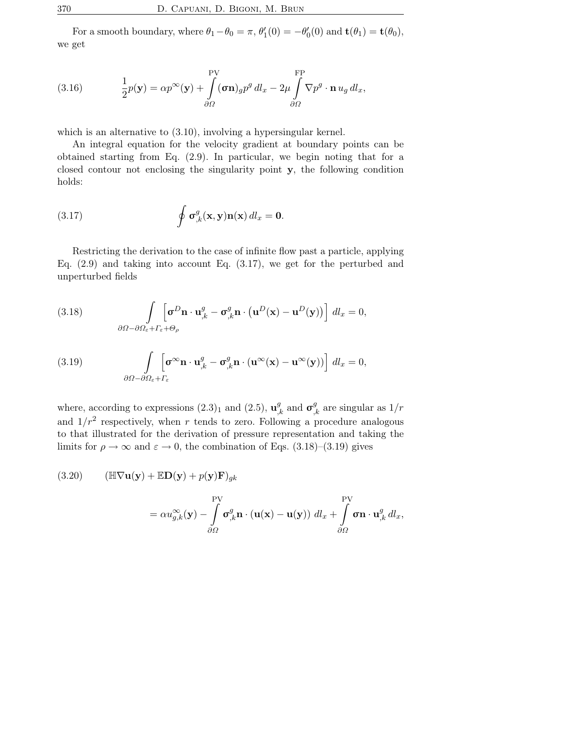For a smooth boundary, where $\theta_1 - \theta_0 = \pi$, $\theta_1'(0) = -\theta_0'(0)$ and $\mathbf{t}(\theta_1) = \mathbf{t}(\theta_0)$, we get

$$\frac{1}{2}p(\mathbf{y}) = \alpha p^{\infty}(\mathbf{y}) + \overset{\mathrm{PV}}{\int_{\partial\Omega}} (\boldsymbol{\sigma}\mathbf{n})_g p^g \, dl_x - 2\mu \overset{\mathrm{FP}}{\int_{\partial\Omega}} \nabla p^g \cdot \mathbf{n} \, u_g \, dl_x, \tag{3.16}$$

which is an alternative to (3.10), involving a hypersingular kernel.

An integral equation for the velocity gradient at boundary points can be obtained starting from Eq. (2.9). In particular, we begin noting that for a closed contour not enclosing the singularity point $\mathbf{y}$, the following condition holds:

$$\oint \boldsymbol{\sigma}^g_{,k}(\mathbf{x},\mathbf{y})\mathbf{n}(\mathbf{x}) \, dl_x = \mathbf{0}. \tag{3.17}$$

Restricting the derivation to the case of infinite flow past a particle, applying Eq. (2.9) and taking into account Eq. (3.17), we get for the perturbed and unperturbed fields

$$\int_{\partial\Omega - \partial\Omega_\varepsilon + \Gamma_\varepsilon + \Theta_\rho} \left[ \boldsymbol{\sigma}^D \mathbf{n} \cdot \mathbf{u}^g_{,k} - \boldsymbol{\sigma}^g_{,k}\mathbf{n} \cdot \left(\mathbf{u}^D(\mathbf{x}) - \mathbf{u}^D(\mathbf{y})\right) \right] dl_x = 0, \tag{3.18}$$

$$\int_{\partial\Omega - \partial\Omega_\varepsilon + \Gamma_\varepsilon} \left[ \boldsymbol{\sigma}^\infty \mathbf{n} \cdot \mathbf{u}^g_{,k} - \boldsymbol{\sigma}^g_{,k}\mathbf{n} \cdot \left(\mathbf{u}^\infty(\mathbf{x}) - \mathbf{u}^\infty(\mathbf{y})\right) \right] dl_x = 0, \tag{3.19}$$

where, according to expressions $(2.3)_1$ and (2.5), $\mathbf{u}^g_{,k}$ and $\boldsymbol{\sigma}^g_{,k}$ are singular as $1/r$ and $1/r^2$ respectively, when $r$ tends to zero. Following a procedure analogous to that illustrated for the derivation of pressure representation and taking the limits for $\rho \to \infty$ and $\varepsilon \to 0$, the combination of Eqs. (3.18)–(3.19) gives

$$\begin{aligned}(\mathbb{H}\nabla\mathbf{u}(\mathbf{y}) + \mathbb{E}\mathbf{D}(\mathbf{y}) + p(\mathbf{y})\mathbf{F})_{gk} \\ = \alpha u^\infty_{g,k}(\mathbf{y}) - \overset{\mathrm{PV}}{\int_{\partial\Omega}} \boldsymbol{\sigma}^g_{,k}\mathbf{n} \cdot (\mathbf{u}(\mathbf{x}) - \mathbf{u}(\mathbf{y})) \, dl_x + \overset{\mathrm{PV}}{\int_{\partial\Omega}} \boldsymbol{\sigma}\mathbf{n} \cdot \mathbf{u}^g_{,k} \, dl_x,\end{aligned} \tag{3.20}$$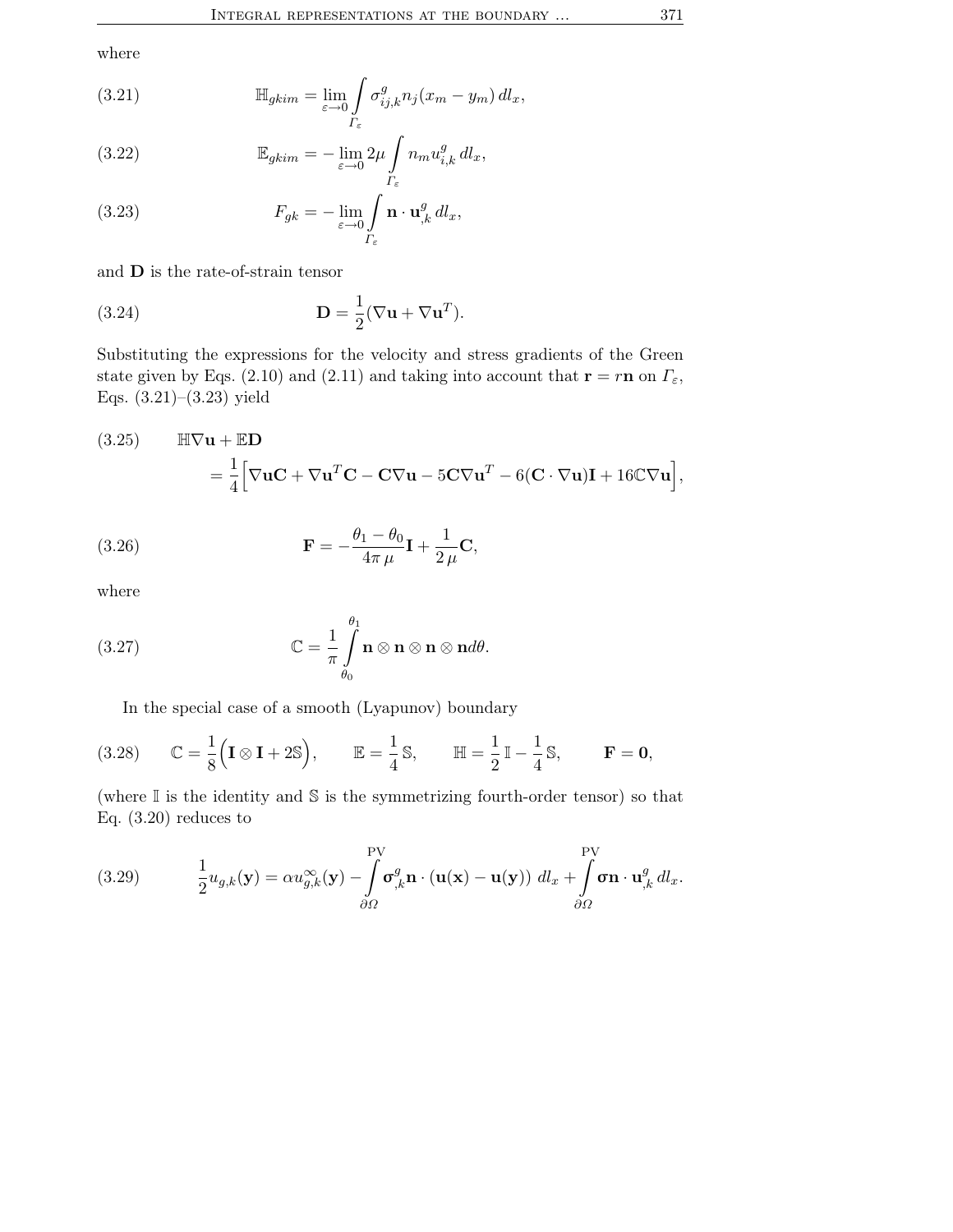where

$$
\mathbb{H}_{gkim} = \lim_{\varepsilon \to 0} \int_{\Gamma_\varepsilon} \sigma^g_{ij,k} n_j (x_m - y_m)\, dl_x, \tag{3.21}
$$

$$
\mathbb{E}_{gkim} = - \lim_{\varepsilon \to 0} 2\mu \int_{\Gamma_\varepsilon} n_m u^g_{i,k}\, dl_x, \tag{3.22}
$$

$$
F_{gk} = - \lim_{\varepsilon \to 0} \int_{\Gamma_\varepsilon} \mathbf{n} \cdot \mathbf{u}^g_{,k}\, dl_x, \tag{3.23}
$$

and $\mathbf{D}$ is the rate-of-strain tensor

$$
\mathbf{D} = \frac{1}{2}(\nabla \mathbf{u} + \nabla \mathbf{u}^T). \tag{3.24}
$$

Substituting the expressions for the velocity and stress gradients of the Green state given by Eqs. (2.10) and (2.11) and taking into account that $\mathbf{r} = r\mathbf{n}$ on $\Gamma_\varepsilon$, Eqs. (3.21)–(3.23) yield

$$
\begin{aligned}
&\mathbb{H}\nabla \mathbf{u} + \mathbb{E}\mathbf{D} \\
&\quad = \frac{1}{4}\Big[\nabla \mathbf{u}\mathbf{C} + \nabla \mathbf{u}^T \mathbf{C} - \mathbf{C}\nabla \mathbf{u} - 5\mathbf{C}\nabla \mathbf{u}^T - 6(\mathbf{C}\cdot \nabla \mathbf{u})\mathbf{I} + 16\mathbb{C}\nabla \mathbf{u}\Big],
\end{aligned} \tag{3.25}
$$

$$
\mathbf{F} = -\frac{\theta_1 - \theta_0}{4\pi\, \mu}\mathbf{I} + \frac{1}{2\,\mu}\mathbf{C}, \tag{3.26}
$$

where

$$
\mathbb{C} = \frac{1}{\pi} \int_{\theta_0}^{\theta_1} \mathbf{n} \otimes \mathbf{n} \otimes \mathbf{n} \otimes \mathbf{n} d\theta. \tag{3.27}
$$

In the special case of a smooth (Lyapunov) boundary

$$
\mathbb{C} = \frac{1}{8}\Big(\mathbf{I} \otimes \mathbf{I} + 2\mathbb{S}\Big), \qquad \mathbb{E} = \frac{1}{4}\,\mathbb{S}, \qquad \mathbb{H} = \frac{1}{2}\,\mathbb{I} - \frac{1}{4}\,\mathbb{S}, \qquad \mathbf{F} = \mathbf{0}, \tag{3.28}
$$

(where $\mathbb{I}$ is the identity and $\mathbb{S}$ is the symmetrizing fourth-order tensor) so that Eq. (3.20) reduces to

$$
\frac{1}{2} u_{g,k}(\mathbf{y}) = \alpha u^\infty_{g,k}(\mathbf{y}) - \mathop{\int}^{\text{PV}}_{\partial\Omega} \boldsymbol{\sigma}^g_{,k}\mathbf{n} \cdot (\mathbf{u}(\mathbf{x}) - \mathbf{u}(\mathbf{y}))\; dl_x + \mathop{\int}^{\text{PV}}_{\partial\Omega} \boldsymbol{\sigma}\mathbf{n} \cdot \mathbf{u}^g_{,k}\, dl_x. \tag{3.29}
$$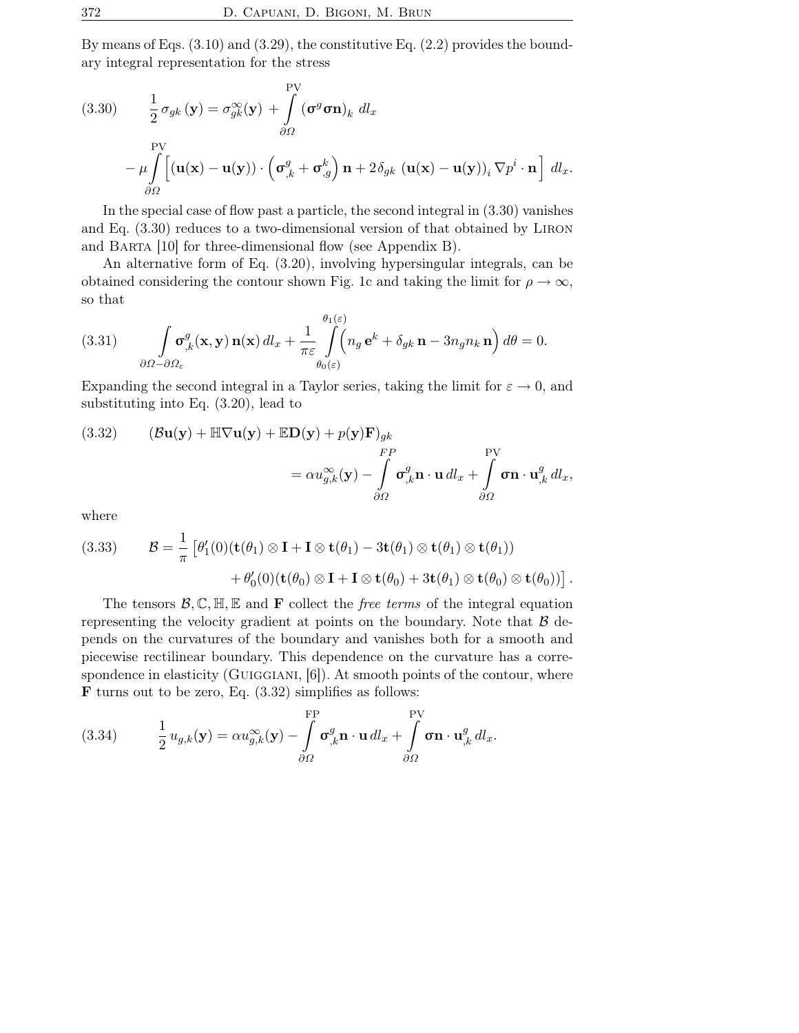By means of Eqs. (3.10) and (3.29), the constitutive Eq. (2.2) provides the boundary integral representation for the stress

$$
\frac{1}{2}\,\sigma_{gk}\left(\mathbf{y}\right) = \sigma^{\infty}_{gk}(\mathbf{y}) + \overset{\text{PV}}{\int\limits_{\partial\Omega}} \left(\boldsymbol{\sigma}^{g}\boldsymbol{\sigma}\mathbf{n}\right)_{k}\, dl_{x}
$$
$$
- \mu \overset{\text{PV}}{\int\limits_{\partial\Omega}} \Big[ \left(\mathbf{u}(\mathbf{x}) - \mathbf{u}(\mathbf{y})\right) \cdot \left( \boldsymbol{\sigma}^{g}_{,k} + \boldsymbol{\sigma}^{k}_{,g} \right) \mathbf{n} + 2\delta_{gk}\, \left(\mathbf{u}(\mathbf{x}) - \mathbf{u}(\mathbf{y})\right)_{i} \nabla p^{i} \cdot \mathbf{n} \Big]\, dl_{x}. \tag{3.30}
$$

In the special case of flow past a particle, the second integral in (3.30) vanishes and Eq. (3.30) reduces to a two-dimensional version of that obtained by Liron and Barta [10] for three-dimensional flow (see Appendix B).

An alternative form of Eq. (3.20), involving hypersingular integrals, can be obtained considering the contour shown Fig. 1c and taking the limit for $\rho \to \infty$, so that

$$
\int\limits_{\partial\Omega - \partial\Omega_{\varepsilon}} \boldsymbol{\sigma}^{g}_{,k}(\mathbf{x}, \mathbf{y})\, \mathbf{n}(\mathbf{x})\, dl_{x} + \frac{1}{\pi\varepsilon} \int\limits_{\theta_0(\varepsilon)}^{\theta_1(\varepsilon)} \Big( n_{g}\, \mathbf{e}^{k} + \delta_{gk}\, \mathbf{n} - 3 n_{g} n_{k}\, \mathbf{n} \Big)\, d\theta = 0. \tag{3.31}
$$

Expanding the second integral in a Taylor series, taking the limit for $\varepsilon \to 0$, and substituting into Eq. (3.20), lead to

$$
\left(\mathcal{B}\mathbf{u}(\mathbf{y}) + \mathbb{H}\nabla\mathbf{u}(\mathbf{y}) + \mathbb{E}\mathbf{D}(\mathbf{y}) + p(\mathbf{y})\mathbf{F}\right)_{gk}
= \alpha u^{\infty}_{g,k}(\mathbf{y}) - \overset{FP}{\int\limits_{\partial\Omega}} \boldsymbol{\sigma}^{g}_{,k}\mathbf{n} \cdot \mathbf{u}\, dl_{x} + \overset{\text{PV}}{\int\limits_{\partial\Omega}} \boldsymbol{\sigma}\mathbf{n} \cdot \mathbf{u}^{g}_{,k}\, dl_{x}, \tag{3.32}
$$

where

$$
\mathcal{B} = \frac{1}{\pi} \big[ \theta_1'(0)(\mathbf{t}(\theta_1) \otimes \mathbf{I} + \mathbf{I} \otimes \mathbf{t}(\theta_1) - 3\mathbf{t}(\theta_1) \otimes \mathbf{t}(\theta_1) \otimes \mathbf{t}(\theta_1))
+ \theta_0'(0)(\mathbf{t}(\theta_0) \otimes \mathbf{I} + \mathbf{I} \otimes \mathbf{t}(\theta_0) + 3\mathbf{t}(\theta_1) \otimes \mathbf{t}(\theta_0) \otimes \mathbf{t}(\theta_0)) \big]. \tag{3.33}
$$

The tensors $\mathcal{B}, \mathbb{C}, \mathbb{H}, \mathbb{E}$ and $\mathbf{F}$ collect the *free terms* of the integral equation representing the velocity gradient at points on the boundary. Note that $\mathcal{B}$ depends on the curvatures of the boundary and vanishes both for a smooth and piecewise rectilinear boundary. This dependence on the curvature has a correspondence in elasticity (Guiggiani, [6]). At smooth points of the contour, where $\mathbf{F}$ turns out to be zero, Eq. (3.32) simplifies as follows:

$$
\frac{1}{2}\, u_{g,k}(\mathbf{y}) = \alpha u^{\infty}_{g,k}(\mathbf{y}) - \overset{\text{FP}}{\int\limits_{\partial\Omega}} \boldsymbol{\sigma}^{g}_{,k}\mathbf{n} \cdot \mathbf{u}\, dl_{x} + \overset{\text{PV}}{\int\limits_{\partial\Omega}} \boldsymbol{\sigma}\mathbf{n} \cdot \mathbf{u}^{g}_{,k}\, dl_{x}. \tag{3.34}
$$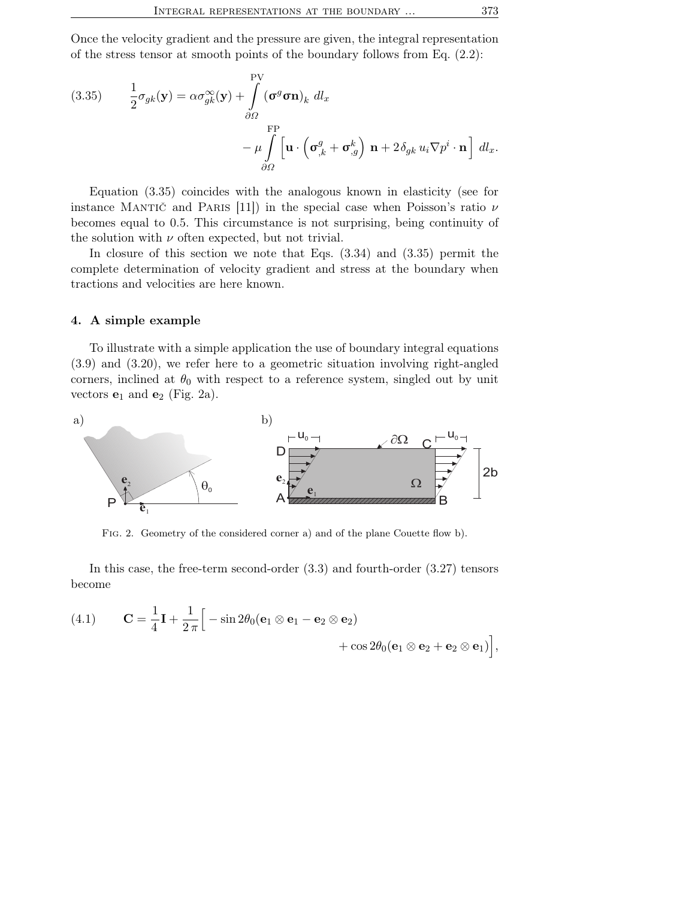Once the velocity gradient and the pressure are given, the integral representation of the stress tensor at smooth points of the boundary follows from Eq. (2.2):

$$
(3.35) \qquad \frac{1}{2}\sigma_{gk}(\mathbf{y}) = \alpha\sigma_{gk}^{\infty}(\mathbf{y}) + \overset{\mathrm{PV}}{\int_{\partial\Omega}} (\boldsymbol{\sigma}^{g}\boldsymbol{\sigma}\mathbf{n})_{k}\; dl_{x} - \mu \overset{\mathrm{FP}}{\int_{\partial\Omega}} \left[\mathbf{u}\cdot\left(\boldsymbol{\sigma}^{g}_{,k} + \boldsymbol{\sigma}^{k}_{,g}\right)\,\mathbf{n} + 2\delta_{gk}\, u_{i}\nabla p^{i}\cdot\mathbf{n}\right] dl_{x}.
$$

Equation (3.35) coincides with the analogous known in elasticity (see for instance Mantič and Paris [11]) in the special case when Poisson's ratio $\nu$ becomes equal to 0.5. This circumstance is not surprising, being continuity of the solution with $\nu$ often expected, but not trivial.

In closure of this section we note that Eqs. (3.34) and (3.35) permit the complete determination of velocity gradient and stress at the boundary when tractions and velocities are here known.

## 4. A simple example

To illustrate with a simple application the use of boundary integral equations (3.9) and (3.20), we refer here to a geometric situation involving right-angled corners, inclined at $\theta_0$ with respect to a reference system, singled out by unit vectors $\mathbf{e}_1$ and $\mathbf{e}_2$ (Fig. 2a).

Fig. 2. Geometry of the considered corner a) and of the plane Couette flow b).

In this case, the free-term second-order (3.3) and fourth-order (3.27) tensors become

$$
(4.1) \qquad \mathbf{C} = \frac{1}{4}\mathbf{I} + \frac{1}{2\pi}\Big[ -\sin 2\theta_0(\mathbf{e}_1\otimes\mathbf{e}_1 - \mathbf{e}_2\otimes\mathbf{e}_2) + \cos 2\theta_0(\mathbf{e}_1\otimes\mathbf{e}_2 + \mathbf{e}_2\otimes\mathbf{e}_1)\Big],
$$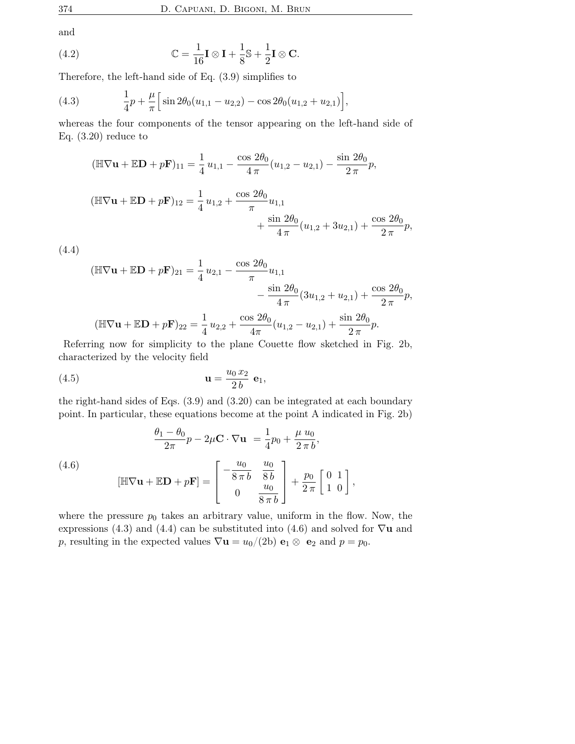and

$$
\mathbb{C} = \frac{1}{16}\mathbf{I}\otimes\mathbf{I} + \frac{1}{8}\mathbb{S} + \frac{1}{2}\mathbf{I}\otimes\mathbf{C}. \tag{4.2}
$$

Therefore, the left-hand side of Eq. (3.9) simplifies to

$$
\frac{1}{4}p + \frac{\mu}{\pi}\Big[\sin 2\theta_0(u_{1,1} - u_{2,2}) - \cos 2\theta_0(u_{1,2} + u_{2,1})\Big], \tag{4.3}
$$

whereas the four components of the tensor appearing on the left-hand side of Eq. (3.20) reduce to

$$
\begin{aligned}
(\mathbb{H}\nabla\mathbf{u} + \mathbb{E}\mathbf{D} + p\mathbf{F})_{11} &= \frac{1}{4}\,u_{1,1} - \frac{\cos 2\theta_0}{4\,\pi}(u_{1,2} - u_{2,1}) - \frac{\sin 2\theta_0}{2\,\pi}p,\\
(\mathbb{H}\nabla\mathbf{u} + \mathbb{E}\mathbf{D} + p\mathbf{F})_{12} &= \frac{1}{4}\,u_{1,2} + \frac{\cos 2\theta_0}{\pi}u_{1,1}\\
&\qquad + \frac{\sin 2\theta_0}{4\,\pi}(u_{1,2} + 3u_{2,1}) + \frac{\cos 2\theta_0}{2\,\pi}p,\\
(\mathbb{H}\nabla\mathbf{u} + \mathbb{E}\mathbf{D} + p\mathbf{F})_{21} &= \frac{1}{4}\,u_{2,1} - \frac{\cos 2\theta_0}{\pi}u_{1,1}\\
&\qquad - \frac{\sin 2\theta_0}{4\,\pi}(3u_{1,2} + u_{2,1}) + \frac{\cos 2\theta_0}{2\,\pi}p,\\
(\mathbb{H}\nabla\mathbf{u} + \mathbb{E}\mathbf{D} + p\mathbf{F})_{22} &= \frac{1}{4}\,u_{2,2} + \frac{\cos 2\theta_0}{4\pi}(u_{1,2} - u_{2,1}) + \frac{\sin 2\theta_0}{2\,\pi}p.
\end{aligned} \tag{4.4}
$$

Referring now for simplicity to the plane Couette flow sketched in Fig. 2b, characterized by the velocity field

$$
\mathbf{u} = \frac{u_0\,x_2}{2\,b}\;\mathbf{e}_1, \tag{4.5}
$$

the right-hand sides of Eqs. (3.9) and (3.20) can be integrated at each boundary point. In particular, these equations become at the point A indicated in Fig. 2b)

$$
\begin{aligned}
\frac{\theta_1 - \theta_0}{2\pi}p - 2\mu\mathbf{C}\cdot\nabla\mathbf{u} \;&= \frac{1}{4}p_0 + \frac{\mu\,u_0}{2\,\pi\,b},\\
[\mathbb{H}\nabla\mathbf{u} + \mathbb{E}\mathbf{D} + p\mathbf{F}] &= \begin{bmatrix} -\dfrac{u_0}{8\,\pi\,b} & \dfrac{u_0}{8\,b}\\ 0 & \dfrac{u_0}{8\,\pi\,b}\end{bmatrix} + \frac{p_0}{2\,\pi}\begin{bmatrix} 0 & 1\\ 1 & 0\end{bmatrix},
\end{aligned} \tag{4.6}
$$

where the pressure $p_0$ takes an arbitrary value, uniform in the flow. Now, the expressions (4.3) and (4.4) can be substituted into (4.6) and solved for $\nabla\mathbf{u}$ and $p$, resulting in the expected values $\nabla\mathbf{u} = u_0/(2\mathrm{b})\;\mathbf{e}_1\otimes\;\mathbf{e}_2$ and $p = p_0$.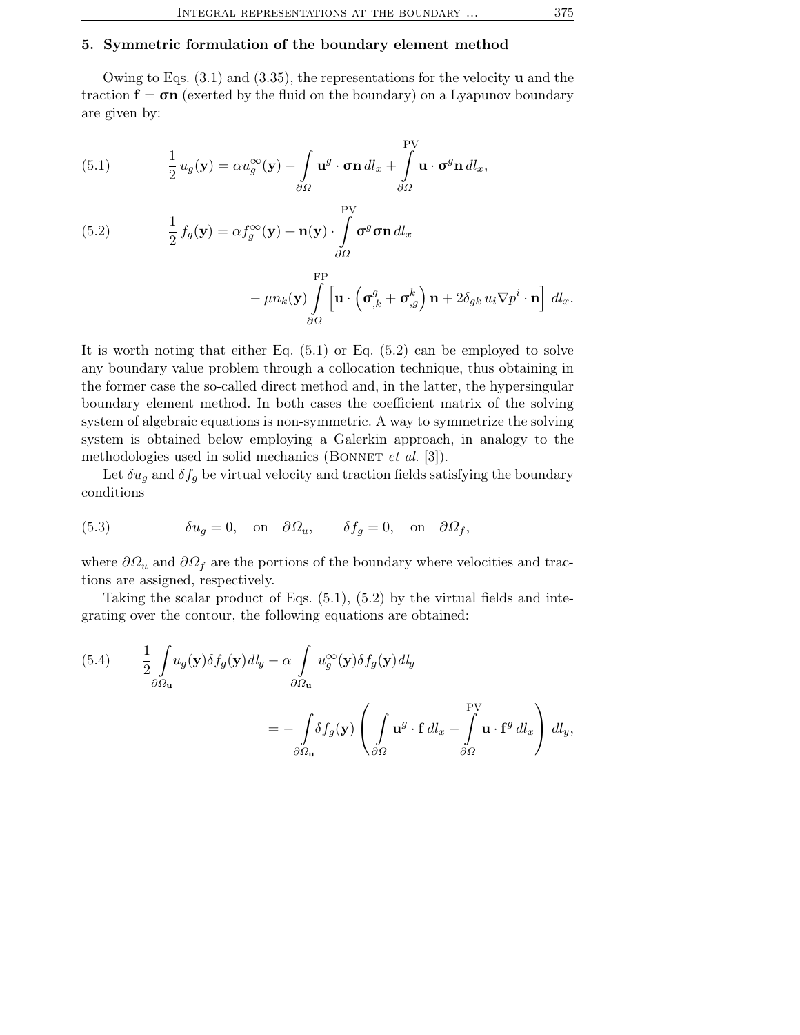## 5. Symmetric formulation of the boundary element method

Owing to Eqs. (3.1) and (3.35), the representations for the velocity $\mathbf{u}$ and the traction $\mathbf{f} = \boldsymbol{\sigma}\mathbf{n}$ (exerted by the fluid on the boundary) on a Lyapunov boundary are given by:

$$\frac{1}{2}\, u_g(\mathbf{y}) = \alpha u_g^{\infty}(\mathbf{y}) - \int\limits_{\partial\Omega} \mathbf{u}^g \cdot \boldsymbol{\sigma}\mathbf{n}\, dl_x + \overset{\mathrm{PV}}{\int\limits_{\partial\Omega}} \mathbf{u} \cdot \boldsymbol{\sigma}^g \mathbf{n}\, dl_x, \tag{5.1}$$

$$\frac{1}{2}\, f_g(\mathbf{y}) = \alpha f_g^{\infty}(\mathbf{y}) + \mathbf{n}(\mathbf{y}) \cdot \overset{\mathrm{PV}}{\int\limits_{\partial\Omega}} \boldsymbol{\sigma}^g \boldsymbol{\sigma}\mathbf{n}\, dl_x \tag{5.2}$$
$$- \mu n_k(\mathbf{y}) \overset{\mathrm{FP}}{\int\limits_{\partial\Omega}} \left[ \mathbf{u} \cdot \left( \boldsymbol{\sigma}^g_{,k} + \boldsymbol{\sigma}^k_{,g} \right) \mathbf{n} + 2\delta_{gk}\, u_i \nabla p^i \cdot \mathbf{n} \right] dl_x.$$

It is worth noting that either Eq. (5.1) or Eq. (5.2) can be employed to solve any boundary value problem through a collocation technique, thus obtaining in the former case the so-called direct method and, in the latter, the hypersingular boundary element method. In both cases the coefficient matrix of the solving system of algebraic equations is non-symmetric. A way to symmetrize the solving system is obtained below employing a Galerkin approach, in analogy to the methodologies used in solid mechanics (Bonnet *et al.* [3]).

Let $\delta u_g$ and $\delta f_g$ be virtual velocity and traction fields satisfying the boundary conditions

$$\delta u_g = 0, \quad \text{on} \quad \partial\Omega_u, \qquad \delta f_g = 0, \quad \text{on} \quad \partial\Omega_f, \tag{5.3}$$

where $\partial\Omega_u$ and $\partial\Omega_f$ are the portions of the boundary where velocities and tractions are assigned, respectively.

Taking the scalar product of Eqs. (5.1), (5.2) by the virtual fields and integrating over the contour, the following equations are obtained:

$$\frac{1}{2} \int\limits_{\partial\Omega_{\mathbf{u}}} u_g(\mathbf{y}) \delta f_g(\mathbf{y})\, dl_y - \alpha \int\limits_{\partial\Omega_{\mathbf{u}}} u_g^{\infty}(\mathbf{y}) \delta f_g(\mathbf{y})\, dl_y \tag{5.4}$$
$$= - \int\limits_{\partial\Omega_{\mathbf{u}}} \delta f_g(\mathbf{y}) \left( \int\limits_{\partial\Omega} \mathbf{u}^g \cdot \mathbf{f}\, dl_x - \overset{\mathrm{PV}}{\int\limits_{\partial\Omega}} \mathbf{u} \cdot \mathbf{f}^g\, dl_x \right) dl_y,$$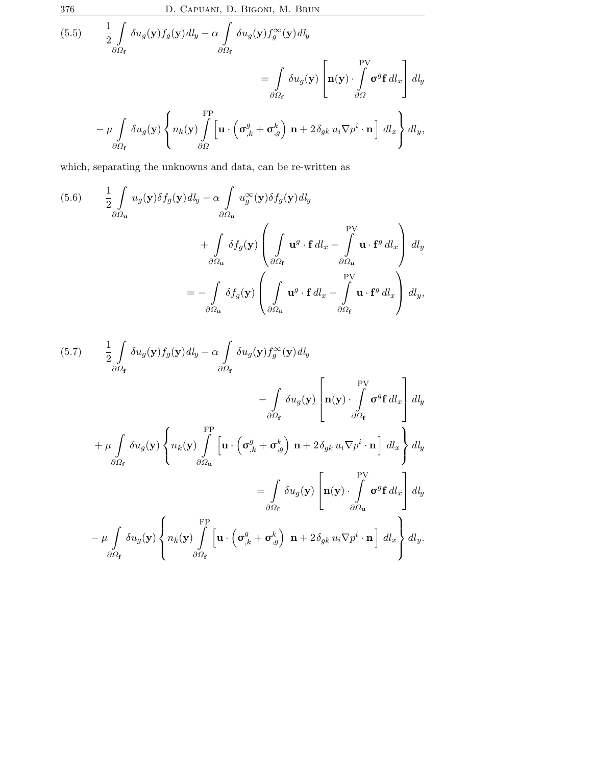$$
\begin{aligned}
(5.5)\qquad \frac{1}{2}\int_{\partial\Omega_{\mathbf{f}}} \delta u_g(\mathbf{y}) f_g(\mathbf{y})\, dl_y - \alpha \int_{\partial\Omega_{\mathbf{f}}} \delta u_g(\mathbf{y}) f_g^{\infty}(\mathbf{y})\, dl_y \\
= \int_{\partial\Omega_{\mathbf{f}}} \delta u_g(\mathbf{y}) \left[ \mathbf{n}(\mathbf{y}) \cdot \overset{\mathrm{PV}}{\int_{\partial\Omega}} \boldsymbol{\sigma}^g \mathbf{f}\, dl_x \right] dl_y \\
- \mu \int_{\partial\Omega_{\mathbf{f}}} \delta u_g(\mathbf{y}) \left\{ n_k(\mathbf{y}) \overset{\mathrm{FP}}{\int_{\partial\Omega}} \left[ \mathbf{u} \cdot \left( \boldsymbol{\sigma}^g_{,k} + \boldsymbol{\sigma}^k_{,g} \right) \mathbf{n} + 2\delta_{gk}\, u_i \nabla p^i \cdot \mathbf{n} \right] dl_x \right\} dl_y,
\end{aligned}
$$

which, separating the unknowns and data, can be re-written as

$$
\begin{aligned}
(5.6)\qquad \frac{1}{2}\int_{\partial\Omega_{\mathbf{u}}} u_g(\mathbf{y}) \delta f_g(\mathbf{y})\, dl_y - \alpha \int_{\partial\Omega_{\mathbf{u}}} u_g^{\infty}(\mathbf{y}) \delta f_g(\mathbf{y})\, dl_y \\
+ \int_{\partial\Omega_{\mathbf{u}}} \delta f_g(\mathbf{y}) \left( \int_{\partial\Omega_{\mathbf{f}}} \mathbf{u}^g \cdot \mathbf{f}\, dl_x - \overset{\mathrm{PV}}{\int_{\partial\Omega_{\mathbf{u}}}} \mathbf{u} \cdot \mathbf{f}^g\, dl_x \right) dl_y \\
= - \int_{\partial\Omega_{\mathbf{u}}} \delta f_g(\mathbf{y}) \left( \int_{\partial\Omega_{\mathbf{u}}} \mathbf{u}^g \cdot \mathbf{f}\, dl_x - \overset{\mathrm{PV}}{\int_{\partial\Omega_{\mathbf{f}}}} \mathbf{u} \cdot \mathbf{f}^g\, dl_x \right) dl_y,
\end{aligned}
$$

$$
\begin{aligned}
(5.7)\qquad \frac{1}{2}\int_{\partial\Omega_{\mathbf{f}}} \delta u_g(\mathbf{y}) f_g(\mathbf{y})\, dl_y - \alpha \int_{\partial\Omega_{\mathbf{f}}} \delta u_g(\mathbf{y}) f_g^{\infty}(\mathbf{y})\, dl_y \\
- \int_{\partial\Omega_{\mathbf{f}}} \delta u_g(\mathbf{y}) \left[ \mathbf{n}(\mathbf{y}) \cdot \overset{\mathrm{PV}}{\int_{\partial\Omega_{\mathbf{f}}}} \boldsymbol{\sigma}^g \mathbf{f}\, dl_x \right] dl_y \\
+ \mu \int_{\partial\Omega_{\mathbf{f}}} \delta u_g(\mathbf{y}) \left\{ n_k(\mathbf{y}) \overset{\mathrm{FP}}{\int_{\partial\Omega_{\mathbf{u}}}} \left[ \mathbf{u} \cdot \left( \boldsymbol{\sigma}^g_{,k} + \boldsymbol{\sigma}^k_{,g} \right) \mathbf{n} + 2\delta_{gk}\, u_i \nabla p^i \cdot \mathbf{n} \right] dl_x \right\} dl_y \\
= \int_{\partial\Omega_{\mathbf{f}}} \delta u_g(\mathbf{y}) \left[ \mathbf{n}(\mathbf{y}) \cdot \overset{\mathrm{PV}}{\int_{\partial\Omega_{\mathbf{u}}}} \boldsymbol{\sigma}^g \mathbf{f}\, dl_x \right] dl_y \\
- \mu \int_{\partial\Omega_{\mathbf{f}}} \delta u_g(\mathbf{y}) \left\{ n_k(\mathbf{y}) \overset{\mathrm{FP}}{\int_{\partial\Omega_{\mathbf{f}}}} \left[ \mathbf{u} \cdot \left( \boldsymbol{\sigma}^g_{,k} + \boldsymbol{\sigma}^k_{,g} \right) \mathbf{n} + 2\delta_{gk}\, u_i \nabla p^i \cdot \mathbf{n} \right] dl_x \right\} dl_y.
\end{aligned}
$$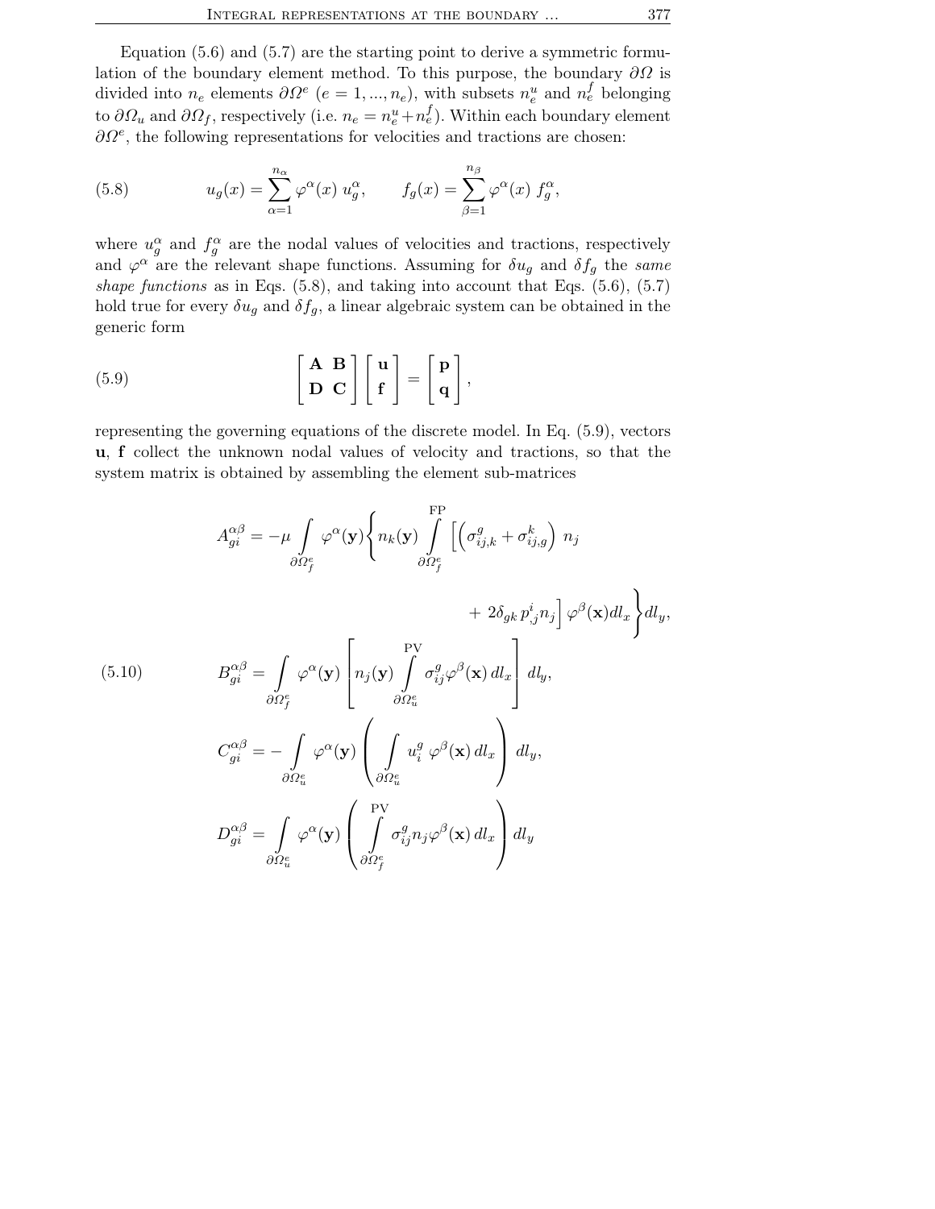Equation (5.6) and (5.7) are the starting point to derive a symmetric formulation of the boundary element method. To this purpose, the boundary $\partial\Omega$ is divided into $n_e$ elements $\partial\Omega^e$ $(e = 1, ..., n_e)$, with subsets $n_e^u$ and $n_e^f$ belonging to $\partial\Omega_u$ and $\partial\Omega_f$, respectively (i.e. $n_e = n_e^u + n_e^f$). Within each boundary element $\partial\Omega^e$, the following representations for velocities and tractions are chosen:

$$u_g(x) = \sum_{\alpha=1}^{n_\alpha} \varphi^\alpha(x)\, u_g^\alpha, \qquad f_g(x) = \sum_{\beta=1}^{n_\beta} \varphi^\alpha(x)\, f_g^\alpha, \tag{5.8}$$

where $u_g^\alpha$ and $f_g^\alpha$ are the nodal values of velocities and tractions, respectively and $\varphi^\alpha$ are the relevant shape functions. Assuming for $\delta u_g$ and $\delta f_g$ the *same shape functions* as in Eqs. (5.8), and taking into account that Eqs. (5.6), (5.7) hold true for every $\delta u_g$ and $\delta f_g$, a linear algebraic system can be obtained in the generic form

$$\begin{bmatrix} \mathbf{A} & \mathbf{B} \\ \mathbf{D} & \mathbf{C} \end{bmatrix} \begin{bmatrix} \mathbf{u} \\ \mathbf{f} \end{bmatrix} = \begin{bmatrix} \mathbf{p} \\ \mathbf{q} \end{bmatrix}, \tag{5.9}$$

representing the governing equations of the discrete model. In Eq. (5.9), vectors $\mathbf{u}$, $\mathbf{f}$ collect the unknown nodal values of velocity and tractions, so that the system matrix is obtained by assembling the element sub-matrices

$$\begin{aligned}
A_{gi}^{\alpha\beta} &= -\mu \int_{\partial\Omega_f^e} \varphi^\alpha(\mathbf{y}) \Bigg\{ n_k(\mathbf{y}) \overset{\text{FP}}{\int_{\partial\Omega_f^e}} \Big[ \left( \sigma_{ij,k}^g + \sigma_{ij,g}^k \right) n_j \\
&\qquad\qquad + 2\delta_{gk}\, p_{,j}^i n_j \Big] \varphi^\beta(\mathbf{x}) dl_x \Bigg\} dl_y, \\
B_{gi}^{\alpha\beta} &= \int_{\partial\Omega_f^e} \varphi^\alpha(\mathbf{y}) \left[ n_j(\mathbf{y}) \overset{\text{PV}}{\int_{\partial\Omega_u^e}} \sigma_{ij}^g \varphi^\beta(\mathbf{x})\, dl_x \right] dl_y, \\
C_{gi}^{\alpha\beta} &= -\int_{\partial\Omega_u^e} \varphi^\alpha(\mathbf{y}) \left( \int_{\partial\Omega_u^e} u_i^g\, \varphi^\beta(\mathbf{x})\, dl_x \right) dl_y, \\
D_{gi}^{\alpha\beta} &= \int_{\partial\Omega_u^e} \varphi^\alpha(\mathbf{y}) \left( \overset{\text{PV}}{\int_{\partial\Omega_f^e}} \sigma_{ij}^g n_j \varphi^\beta(\mathbf{x})\, dl_x \right) dl_y
\end{aligned} \tag{5.10}$$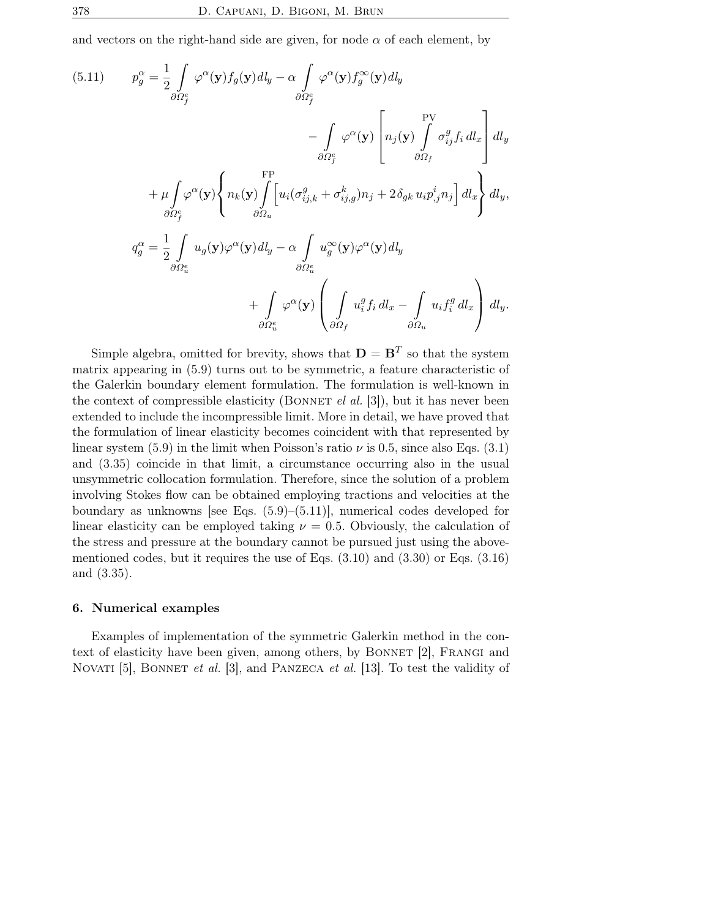and vectors on the right-hand side are given, for node $\alpha$ of each element, by

$$
\begin{aligned}
(5.11)\qquad p_g^\alpha = \frac{1}{2}\int\limits_{\partial\Omega_f^e} \varphi^\alpha(\mathbf{y}) f_g(\mathbf{y})\, dl_y - \alpha \int\limits_{\partial\Omega_f^e} \varphi^\alpha(\mathbf{y}) f_g^\infty(\mathbf{y})\, dl_y \\
- \int\limits_{\partial\Omega_f^e} \varphi^\alpha(\mathbf{y}) \left[ n_j(\mathbf{y}) \overset{\mathrm{PV}}{\int\limits_{\partial\Omega_f}} \sigma_{ij}^g f_i \, dl_x \right] dl_y \\
+ \mu \int\limits_{\partial\Omega_f^e} \varphi^\alpha(\mathbf{y}) \left\{ n_k(\mathbf{y}) \overset{\mathrm{FP}}{\int\limits_{\partial\Omega_u}} \Big[ u_i(\sigma_{ij,k}^g + \sigma_{ij,g}^k) n_j + 2\delta_{gk}\, u_i p_{,j}^i n_j \Big] dl_x \right\} dl_y, \\
q_g^\alpha = \frac{1}{2}\int\limits_{\partial\Omega_u^e} u_g(\mathbf{y}) \varphi^\alpha(\mathbf{y})\, dl_y - \alpha \int\limits_{\partial\Omega_u^e} u_g^\infty(\mathbf{y}) \varphi^\alpha(\mathbf{y})\, dl_y \\
+ \int\limits_{\partial\Omega_u^e} \varphi^\alpha(\mathbf{y}) \left( \int\limits_{\partial\Omega_f} u_i^g f_i \, dl_x - \int\limits_{\partial\Omega_u} u_i f_i^g \, dl_x \right) dl_y.
\end{aligned}
$$

Simple algebra, omitted for brevity, shows that $\mathbf{D} = \mathbf{B}^T$ so that the system matrix appearing in (5.9) turns out to be symmetric, a feature characteristic of the Galerkin boundary element formulation. The formulation is well-known in the context of compressible elasticity (Bonnet *el al.* [3]), but it has never been extended to include the incompressible limit. More in detail, we have proved that the formulation of linear elasticity becomes coincident with that represented by linear system (5.9) in the limit when Poisson's ratio $\nu$ is 0.5, since also Eqs. (3.1) and (3.35) coincide in that limit, a circumstance occurring also in the usual unsymmetric collocation formulation. Therefore, since the solution of a problem involving Stokes flow can be obtained employing tractions and velocities at the boundary as unknowns [see Eqs. (5.9)–(5.11)], numerical codes developed for linear elasticity can be employed taking $\nu = 0.5$. Obviously, the calculation of the stress and pressure at the boundary cannot be pursued just using the above-mentioned codes, but it requires the use of Eqs. (3.10) and (3.30) or Eqs. (3.16) and (3.35).

## 6. Numerical examples

Examples of implementation of the symmetric Galerkin method in the context of elasticity have been given, among others, by Bonnet [2], Frangi and Novati [5], Bonnet *et al.* [3], and Panzeca *et al.* [13]. To test the validity of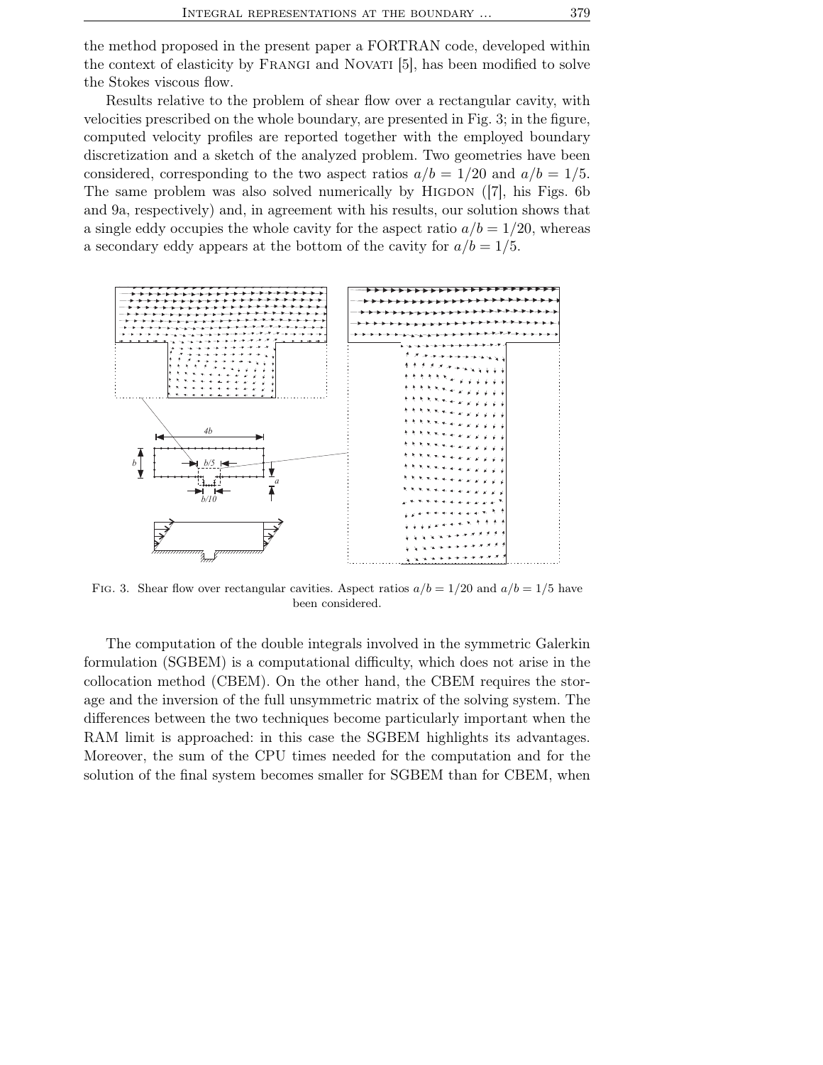the method proposed in the present paper a FORTRAN code, developed within the context of elasticity by Frangi and Novati [5], has been modified to solve the Stokes viscous flow.

Results relative to the problem of shear flow over a rectangular cavity, with velocities prescribed on the whole boundary, are presented in Fig. 3; in the figure, computed velocity profiles are reported together with the employed boundary discretization and a sketch of the analyzed problem. Two geometries have been considered, corresponding to the two aspect ratios $a/b = 1/20$ and $a/b = 1/5$. The same problem was also solved numerically by Higdon ([7], his Figs. 6b and 9a, respectively) and, in agreement with his results, our solution shows that a single eddy occupies the whole cavity for the aspect ratio $a/b = 1/20$, whereas a secondary eddy appears at the bottom of the cavity for $a/b = 1/5$.

Fig. 3. Shear flow over rectangular cavities. Aspect ratios $a/b = 1/20$ and $a/b = 1/5$ have been considered.

The computation of the double integrals involved in the symmetric Galerkin formulation (SGBEM) is a computational difficulty, which does not arise in the collocation method (CBEM). On the other hand, the CBEM requires the storage and the inversion of the full unsymmetric matrix of the solving system. The differences between the two techniques become particularly important when the RAM limit is approached: in this case the SGBEM highlights its advantages. Moreover, the sum of the CPU times needed for the computation and for the solution of the final system becomes smaller for SGBEM than for CBEM, when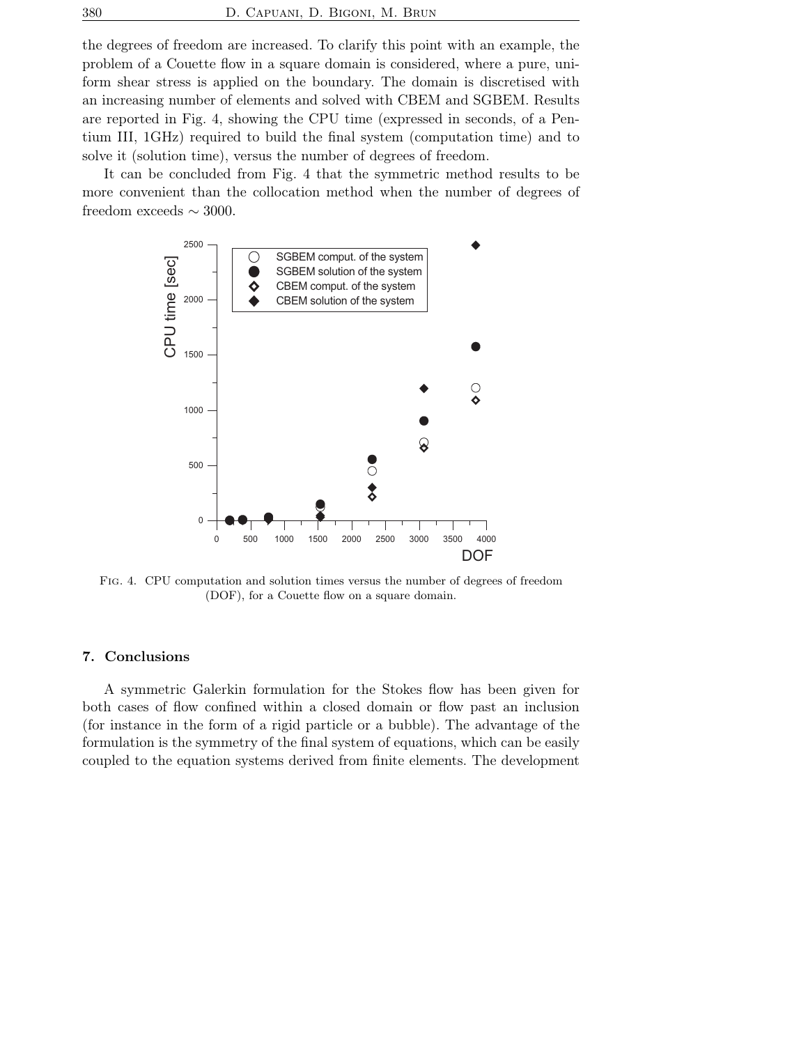the degrees of freedom are increased. To clarify this point with an example, the problem of a Couette flow in a square domain is considered, where a pure, uniform shear stress is applied on the boundary. The domain is discretised with an increasing number of elements and solved with CBEM and SGBEM. Results are reported in Fig. 4, showing the CPU time (expressed in seconds, of a Pentium III, 1GHz) required to build the final system (computation time) and to solve it (solution time), versus the number of degrees of freedom.

It can be concluded from Fig. 4 that the symmetric method results to be more convenient than the collocation method when the number of degrees of freedom exceeds $\sim 3000$.

Fig. 4. CPU computation and solution times versus the number of degrees of freedom (DOF), for a Couette flow on a square domain.

## 7. Conclusions

A symmetric Galerkin formulation for the Stokes flow has been given for both cases of flow confined within a closed domain or flow past an inclusion (for instance in the form of a rigid particle or a bubble). The advantage of the formulation is the symmetry of the final system of equations, which can be easily coupled to the equation systems derived from finite elements. The development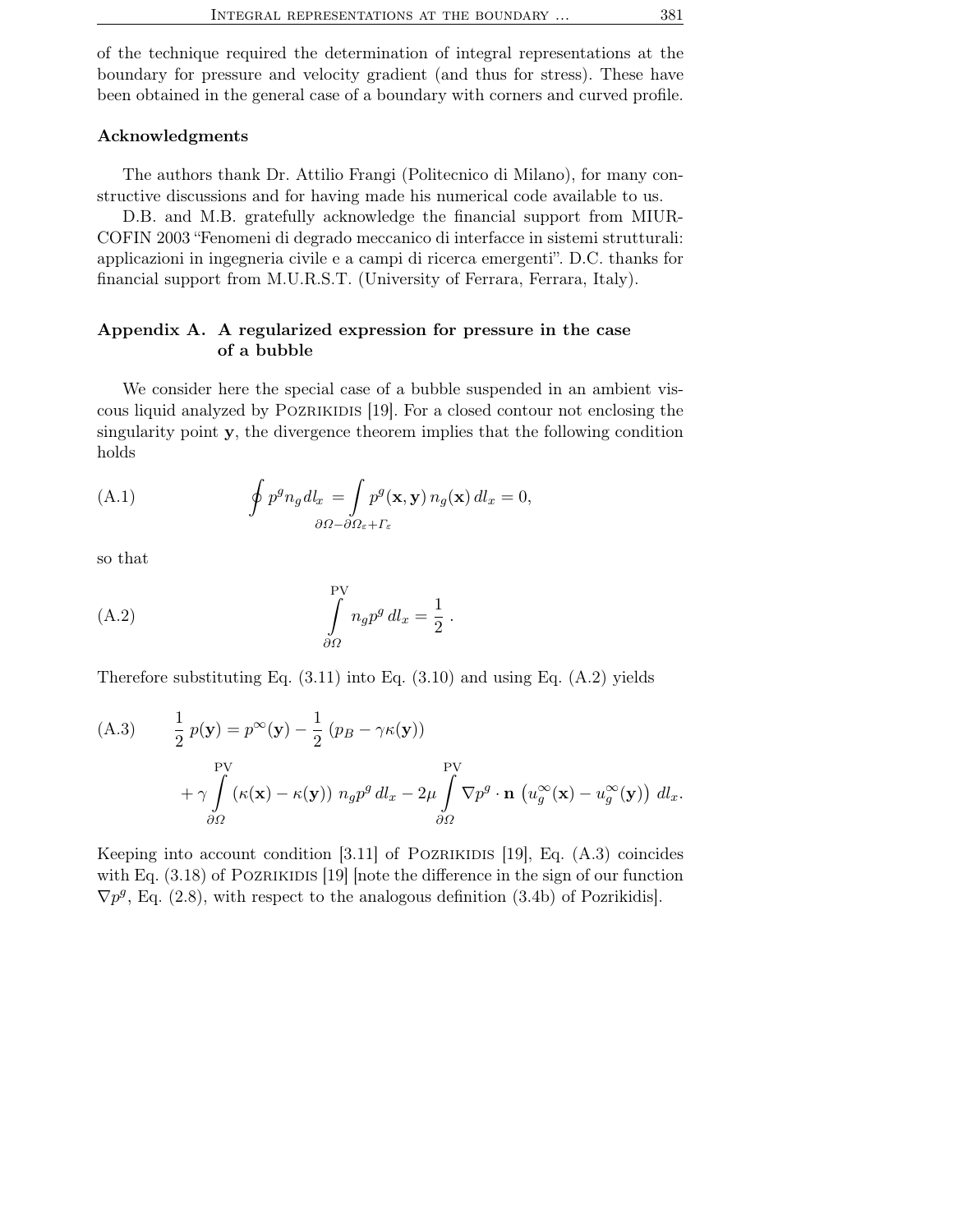of the technique required the determination of integral representations at the boundary for pressure and velocity gradient (and thus for stress). These have been obtained in the general case of a boundary with corners and curved profile.

### Acknowledgments

The authors thank Dr. Attilio Frangi (Politecnico di Milano), for many constructive discussions and for having made his numerical code available to us.

D.B. and M.B. gratefully acknowledge the financial support from MIUR-COFIN 2003 "Fenomeni di degrado meccanico di interfacce in sistemi strutturali: applicazioni in ingegneria civile e a campi di ricerca emergenti". D.C. thanks for financial support from M.U.R.S.T. (University of Ferrara, Ferrara, Italy).

## Appendix A. A regularized expression for pressure in the case of a bubble

We consider here the special case of a bubble suspended in an ambient viscous liquid analyzed by Pozrikidis [19]. For a closed contour not enclosing the singularity point $\mathbf{y}$, the divergence theorem implies that the following condition holds

$$\oint p^g n_g \, dl_x = \int\limits_{\partial\Omega - \partial\Omega_\varepsilon + \Gamma_\varepsilon} p^g(\mathbf{x},\mathbf{y})\, n_g(\mathbf{x})\, dl_x = 0, \tag{A.1}$$

so that

$$\overset{\mathrm{PV}}{\int\limits_{\partial\Omega}} n_g p^g \, dl_x = \frac{1}{2}\,. \tag{A.2}$$

Therefore substituting Eq. (3.11) into Eq. (3.10) and using Eq. (A.2) yields

$$\frac{1}{2}\, p(\mathbf{y}) = p^\infty(\mathbf{y}) - \frac{1}{2}\left(p_B - \gamma\kappa(\mathbf{y})\right) + \gamma \overset{\mathrm{PV}}{\int\limits_{\partial\Omega}} \left(\kappa(\mathbf{x}) - \kappa(\mathbf{y})\right) n_g p^g \, dl_x - 2\mu \overset{\mathrm{PV}}{\int\limits_{\partial\Omega}} \nabla p^g \cdot \mathbf{n}\left(u_g^\infty(\mathbf{x}) - u_g^\infty(\mathbf{y})\right) dl_x. \tag{A.3}$$

Keeping into account condition [3.11] of Pozrikidis [19], Eq. (A.3) coincides with Eq. (3.18) of Pozrikidis [19] [note the difference in the sign of our function $\nabla p^g$, Eq. (2.8), with respect to the analogous definition (3.4b) of Pozrikidis].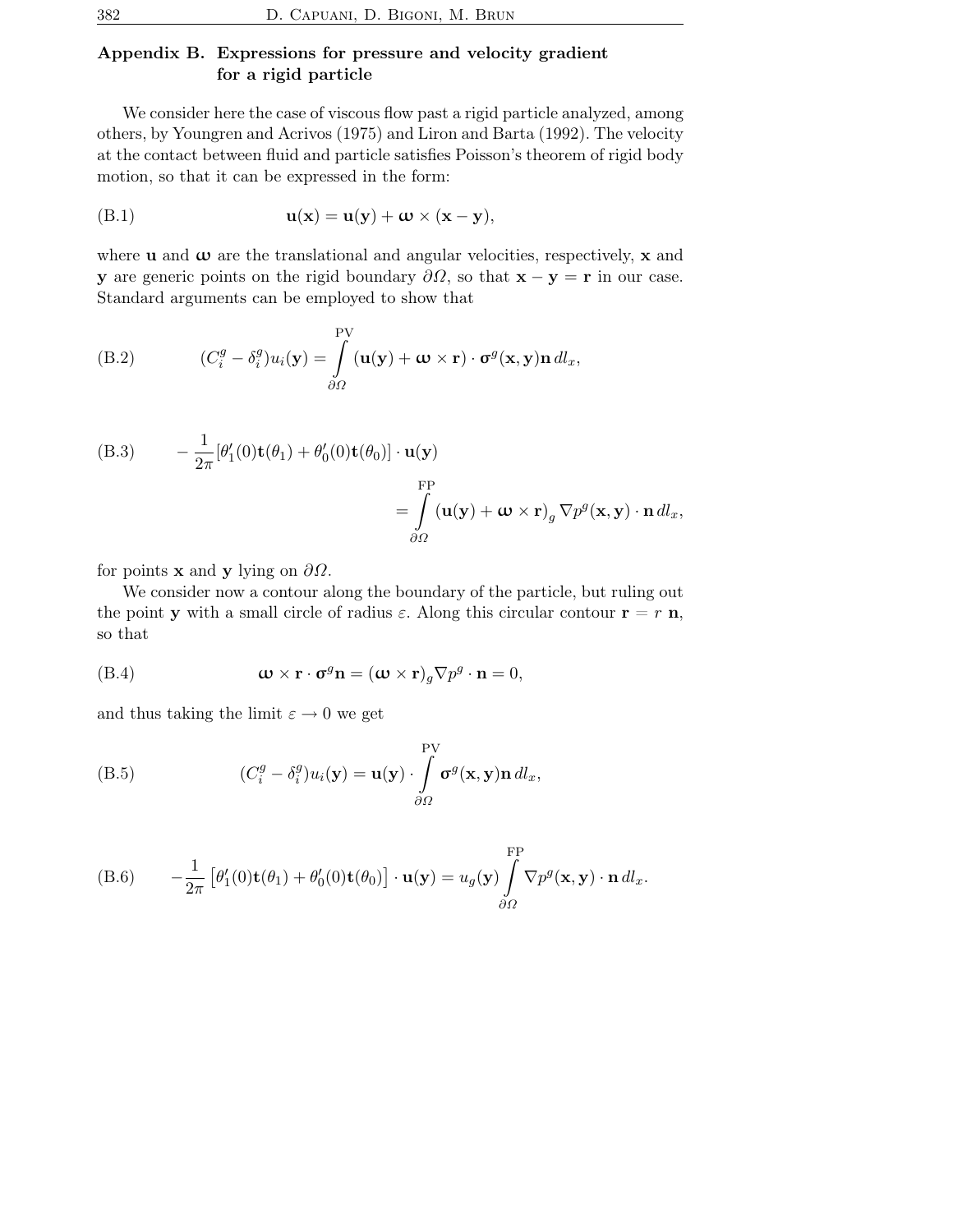## Appendix B. Expressions for pressure and velocity gradient for a rigid particle

We consider here the case of viscous flow past a rigid particle analyzed, among others, by Youngren and Acrivos (1975) and Liron and Barta (1992). The velocity at the contact between fluid and particle satisfies Poisson's theorem of rigid body motion, so that it can be expressed in the form:

$$\mathbf{u}(\mathbf{x}) = \mathbf{u}(\mathbf{y}) + \boldsymbol{\omega} \times (\mathbf{x} - \mathbf{y}), \tag{B.1}$$

where $\mathbf{u}$ and $\boldsymbol{\omega}$ are the translational and angular velocities, respectively, $\mathbf{x}$ and $\mathbf{y}$ are generic points on the rigid boundary $\partial\Omega$, so that $\mathbf{x} - \mathbf{y} = \mathbf{r}$ in our case. Standard arguments can be employed to show that

$$(C_i^g - \delta_i^g) u_i(\mathbf{y}) = \overset{\mathrm{PV}}{\int_{\partial\Omega}} (\mathbf{u}(\mathbf{y}) + \boldsymbol{\omega} \times \mathbf{r}) \cdot \boldsymbol{\sigma}^g(\mathbf{x}, \mathbf{y}) \mathbf{n} \, dl_x, \tag{B.2}$$

$$-\frac{1}{2\pi}[\theta_1'(0)\mathbf{t}(\theta_1) + \theta_0'(0)\mathbf{t}(\theta_0)] \cdot \mathbf{u}(\mathbf{y}) = \overset{\mathrm{FP}}{\int_{\partial\Omega}} (\mathbf{u}(\mathbf{y}) + \boldsymbol{\omega} \times \mathbf{r})_g \nabla p^g(\mathbf{x}, \mathbf{y}) \cdot \mathbf{n} \, dl_x, \tag{B.3}$$

for points $\mathbf{x}$ and $\mathbf{y}$ lying on $\partial\Omega$.

We consider now a contour along the boundary of the particle, but ruling out the point $\mathbf{y}$ with a small circle of radius $\varepsilon$. Along this circular contour $\mathbf{r} = r\,\mathbf{n}$, so that

$$\boldsymbol{\omega} \times \mathbf{r} \cdot \boldsymbol{\sigma}^g \mathbf{n} = (\boldsymbol{\omega} \times \mathbf{r})_g \nabla p^g \cdot \mathbf{n} = 0, \tag{B.4}$$

and thus taking the limit $\varepsilon \to 0$ we get

$$(C_i^g - \delta_i^g) u_i(\mathbf{y}) = \mathbf{u}(\mathbf{y}) \cdot \overset{\mathrm{PV}}{\int_{\partial\Omega}} \boldsymbol{\sigma}^g(\mathbf{x}, \mathbf{y}) \mathbf{n} \, dl_x, \tag{B.5}$$

$$-\frac{1}{2\pi}\left[\theta_1'(0)\mathbf{t}(\theta_1) + \theta_0'(0)\mathbf{t}(\theta_0)\right] \cdot \mathbf{u}(\mathbf{y}) = u_g(\mathbf{y}) \overset{\mathrm{FP}}{\int_{\partial\Omega}} \nabla p^g(\mathbf{x}, \mathbf{y}) \cdot \mathbf{n} \, dl_x. \tag{B.6}$$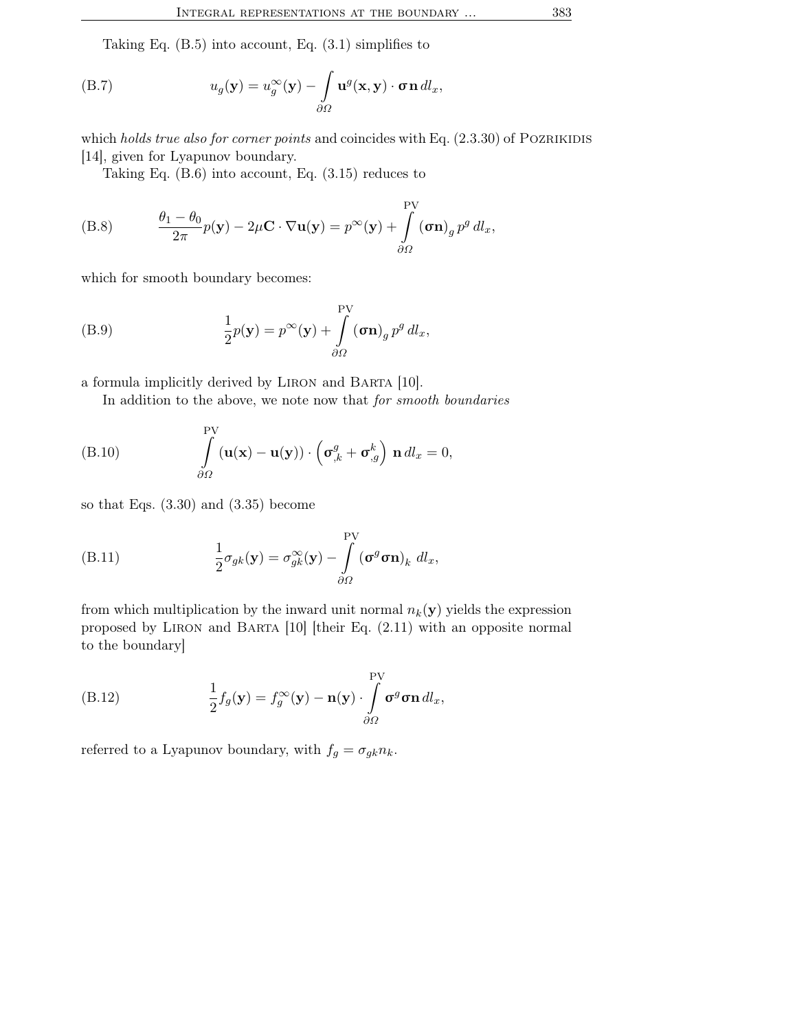Taking Eq. (B.5) into account, Eq. (3.1) simplifies to

$$u_g(\mathbf{y}) = u_g^{\infty}(\mathbf{y}) - \int\limits_{\partial\Omega} \mathbf{u}^g(\mathbf{x},\mathbf{y}) \cdot \boldsymbol{\sigma}\,\mathbf{n}\,dl_x, \tag{B.7}$$

which *holds true also for corner points* and coincides with Eq. (2.3.30) of Pozrikidis [14], given for Lyapunov boundary.

Taking Eq. (B.6) into account, Eq. (3.15) reduces to

$$\frac{\theta_1 - \theta_0}{2\pi} p(\mathbf{y}) - 2\mu \mathbf{C} \cdot \nabla \mathbf{u}(\mathbf{y}) = p^{\infty}(\mathbf{y}) + \overset{\mathrm{PV}}{\int\limits_{\partial\Omega}} (\boldsymbol{\sigma}\mathbf{n})_g\, p^g\, dl_x, \tag{B.8}$$

which for smooth boundary becomes:

$$\frac{1}{2} p(\mathbf{y}) = p^{\infty}(\mathbf{y}) + \overset{\mathrm{PV}}{\int\limits_{\partial\Omega}} (\boldsymbol{\sigma}\mathbf{n})_g\, p^g\, dl_x, \tag{B.9}$$

a formula implicitly derived by Liron and Barta [10].

In addition to the above, we note now that *for smooth boundaries*

$$\overset{\mathrm{PV}}{\int\limits_{\partial\Omega}} (\mathbf{u}(\mathbf{x}) - \mathbf{u}(\mathbf{y})) \cdot \left(\boldsymbol{\sigma}^g_{,k} + \boldsymbol{\sigma}^k_{,g}\right) \mathbf{n}\, dl_x = 0, \tag{B.10}$$

so that Eqs. (3.30) and (3.35) become

$$\frac{1}{2} \sigma_{gk}(\mathbf{y}) = \sigma_{gk}^{\infty}(\mathbf{y}) - \overset{\mathrm{PV}}{\int\limits_{\partial\Omega}} (\boldsymbol{\sigma}^g \boldsymbol{\sigma}\mathbf{n})_k\, dl_x, \tag{B.11}$$

from which multiplication by the inward unit normal $n_k(\mathbf{y})$ yields the expression proposed by Liron and Barta [10] [their Eq. (2.11) with an opposite normal to the boundary]

$$\frac{1}{2} f_g(\mathbf{y}) = f_g^{\infty}(\mathbf{y}) - \mathbf{n}(\mathbf{y}) \cdot \overset{\mathrm{PV}}{\int\limits_{\partial\Omega}} \boldsymbol{\sigma}^g \boldsymbol{\sigma}\mathbf{n}\, dl_x, \tag{B.12}$$

referred to a Lyapunov boundary, with $f_g = \sigma_{gk} n_k$.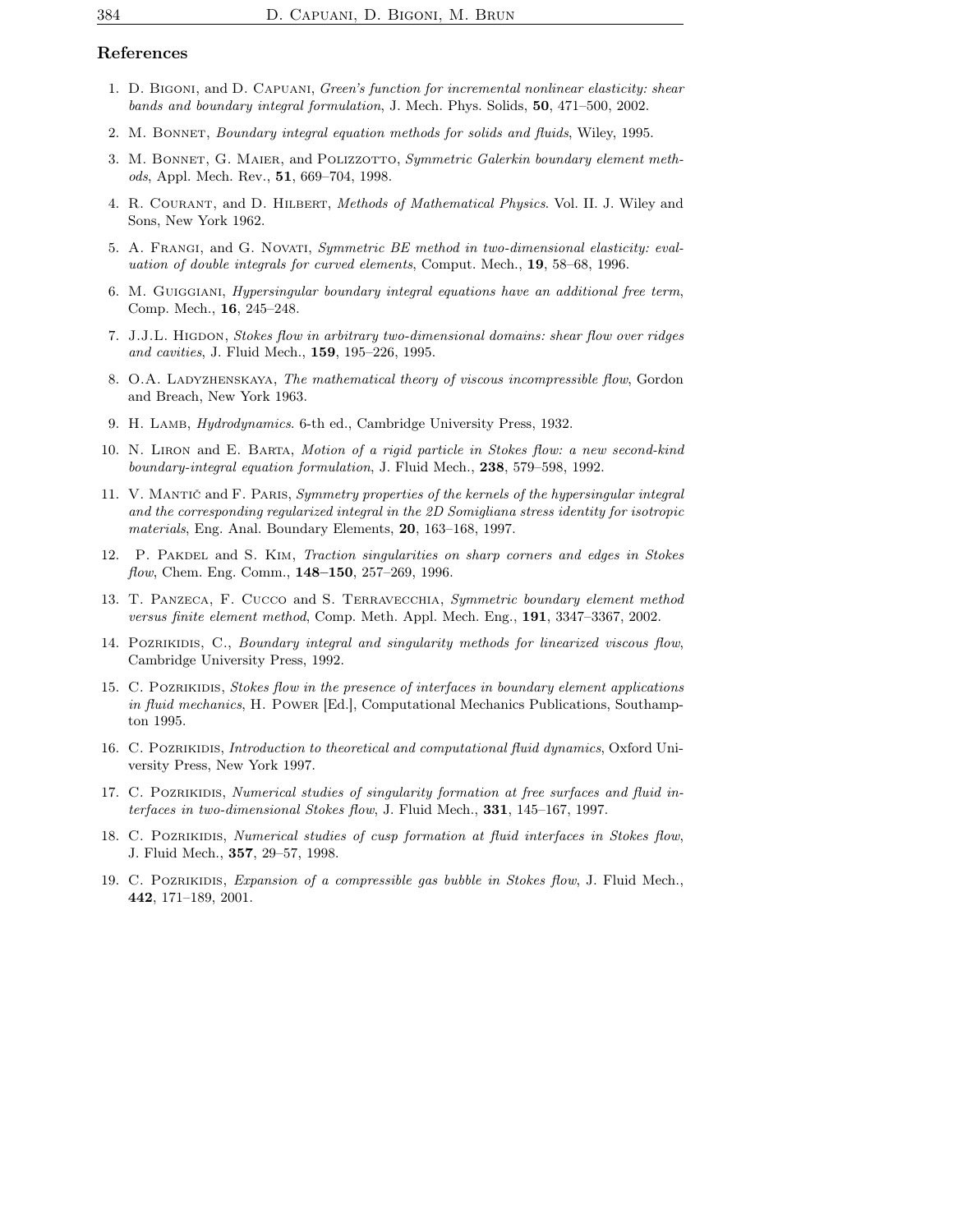## References

1. D. Bigoni, and D. Capuani, *Green's function for incremental nonlinear elasticity: shear bands and boundary integral formulation*, J. Mech. Phys. Solids, **50**, 471–500, 2002.

2. M. Bonnet, *Boundary integral equation methods for solids and fluids*, Wiley, 1995.

3. M. Bonnet, G. Maier, and Polizzotto, *Symmetric Galerkin boundary element methods*, Appl. Mech. Rev., **51**, 669–704, 1998.

4. R. Courant, and D. Hilbert, *Methods of Mathematical Physics*. Vol. II. J. Wiley and Sons, New York 1962.

5. A. Frangi, and G. Novati, *Symmetric BE method in two-dimensional elasticity: evaluation of double integrals for curved elements*, Comput. Mech., **19**, 58–68, 1996.

6. M. Guiggiani, *Hypersingular boundary integral equations have an additional free term*, Comp. Mech., **16**, 245–248.

7. J.J.L. Higdon, *Stokes flow in arbitrary two-dimensional domains: shear flow over ridges and cavities*, J. Fluid Mech., **159**, 195–226, 1995.

8. O.A. Ladyzhenskaya, *The mathematical theory of viscous incompressible flow*, Gordon and Breach, New York 1963.

9. H. Lamb, *Hydrodynamics*. 6-th ed., Cambridge University Press, 1932.

10. N. Liron and E. Barta, *Motion of a rigid particle in Stokes flow: a new second-kind boundary-integral equation formulation*, J. Fluid Mech., **238**, 579–598, 1992.

11. V. Mantič and F. Paris, *Symmetry properties of the kernels of the hypersingular integral and the corresponding regularized integral in the 2D Somigliana stress identity for isotropic materials*, Eng. Anal. Boundary Elements, **20**, 163–168, 1997.

12. P. Pakdel and S. Kim, *Traction singularities on sharp corners and edges in Stokes flow*, Chem. Eng. Comm., **148–150**, 257–269, 1996.

13. T. Panzeca, F. Cucco and S. Terravecchia, *Symmetric boundary element method versus finite element method*, Comp. Meth. Appl. Mech. Eng., **191**, 3347–3367, 2002.

14. Pozrikidis, C., *Boundary integral and singularity methods for linearized viscous flow*, Cambridge University Press, 1992.

15. C. Pozrikidis, *Stokes flow in the presence of interfaces in boundary element applications in fluid mechanics*, H. Power [Ed.], Computational Mechanics Publications, Southampton 1995.

16. C. Pozrikidis, *Introduction to theoretical and computational fluid dynamics*, Oxford University Press, New York 1997.

17. C. Pozrikidis, *Numerical studies of singularity formation at free surfaces and fluid interfaces in two-dimensional Stokes flow*, J. Fluid Mech., **331**, 145–167, 1997.

18. C. Pozrikidis, *Numerical studies of cusp formation at fluid interfaces in Stokes flow*, J. Fluid Mech., **357**, 29–57, 1998.

19. C. Pozrikidis, *Expansion of a compressible gas bubble in Stokes flow*, J. Fluid Mech., **442**, 171–189, 2001.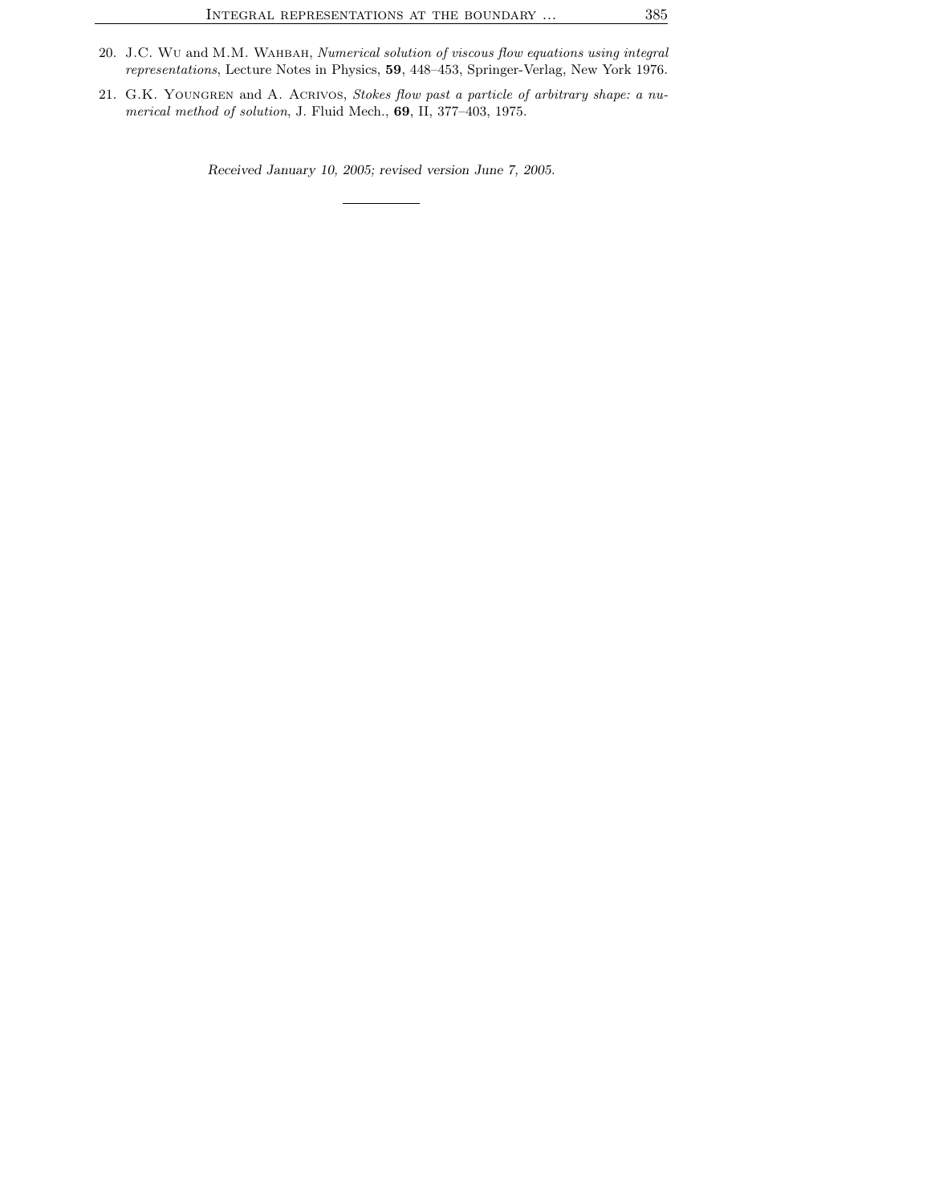20. J.C. Wu and M.M. Wahbah, *Numerical solution of viscous flow equations using integral representations*, Lecture Notes in Physics, **59**, 448–453, Springer-Verlag, New York 1976.

21. G.K. Youngren and A. Acrivos, *Stokes flow past a particle of arbitrary shape: a numerical method of solution*, J. Fluid Mech., **69**, II, 377–403, 1975.

*Received January 10, 2005; revised version June 7, 2005.*